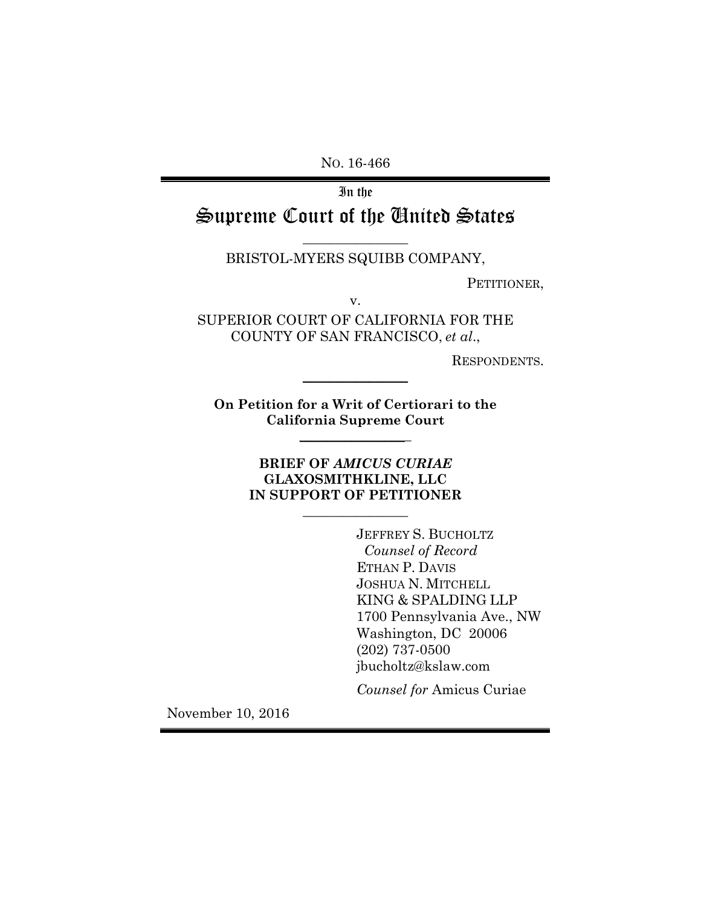No. 16-466

In the

# Supreme Court of the United States

---

BRISTOL-MYERS SQUIBB COMPANY,

PETITIONER,

v.

SUPERIOR COURT OF CALIFORNIA FOR THE COUNTY OF SAN FRANCISCO, *et al*.,

RESPONDENTS.

---

**On Petition for a Writ of Certiorari to the California Supreme Court**

---

**BRIEF OF *AMICUS CURIAE* GLAXOSMITHKLINE, LLC IN SUPPORT OF PETITIONER**

---

JEFFREY S. BUCHOLTZ
*Counsel of Record*
ETHAN P. DAVIS
JOSHUA N. MITCHELL
KING & SPALDING LLP
1700 Pennsylvania Ave., NW
Washington, DC 20006
(202) 737-0500
jbucholtz@kslaw.com

*Counsel for* Amicus Curiae

November 10, 2016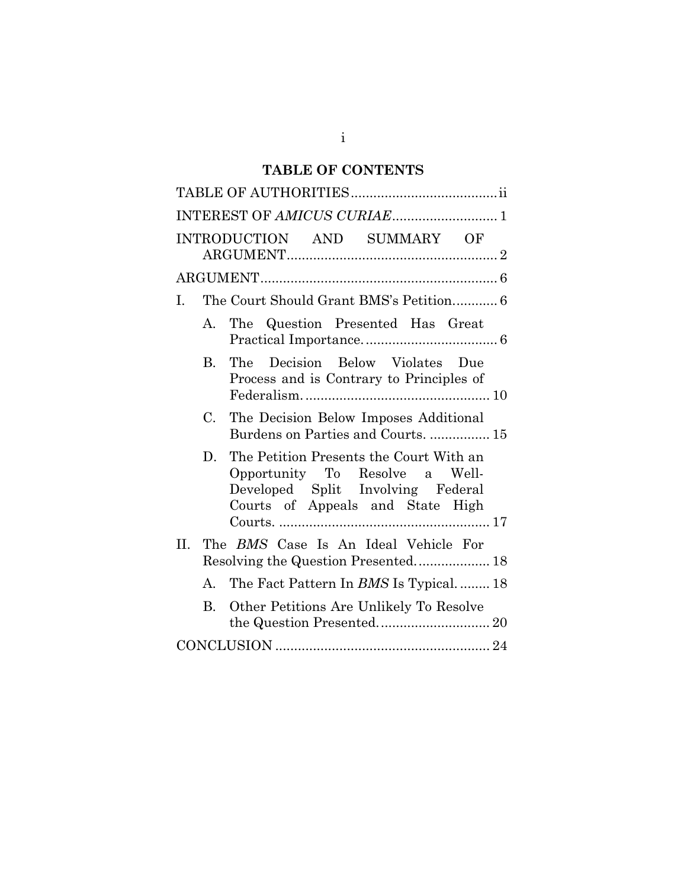# TABLE OF CONTENTS

TABLE OF AUTHORITIES....................................... ii

INTEREST OF *AMICUS CURIAE*............................ 1

INTRODUCTION AND SUMMARY OF ARGUMENT........................................................ 2

ARGUMENT............................................................... 6

I. The Court Should Grant BMS's Petition............ 6

   A. The Question Presented Has Great Practical Importance................................... 6

   B. The Decision Below Violates Due Process and is Contrary to Principles of Federalism.................................................. 10

   C. The Decision Below Imposes Additional Burdens on Parties and Courts. ................ 15

   D. The Petition Presents the Court With an Opportunity To Resolve a Well-Developed Split Involving Federal Courts of Appeals and State High Courts. ........................................................ 17

II. The *BMS* Case Is An Ideal Vehicle For Resolving the Question Presented.................... 18

   A. The Fact Pattern In *BMS* Is Typical. ........ 18

   B. Other Petitions Are Unlikely To Resolve the Question Presented............................. 20

CONCLUSION ......................................................... 24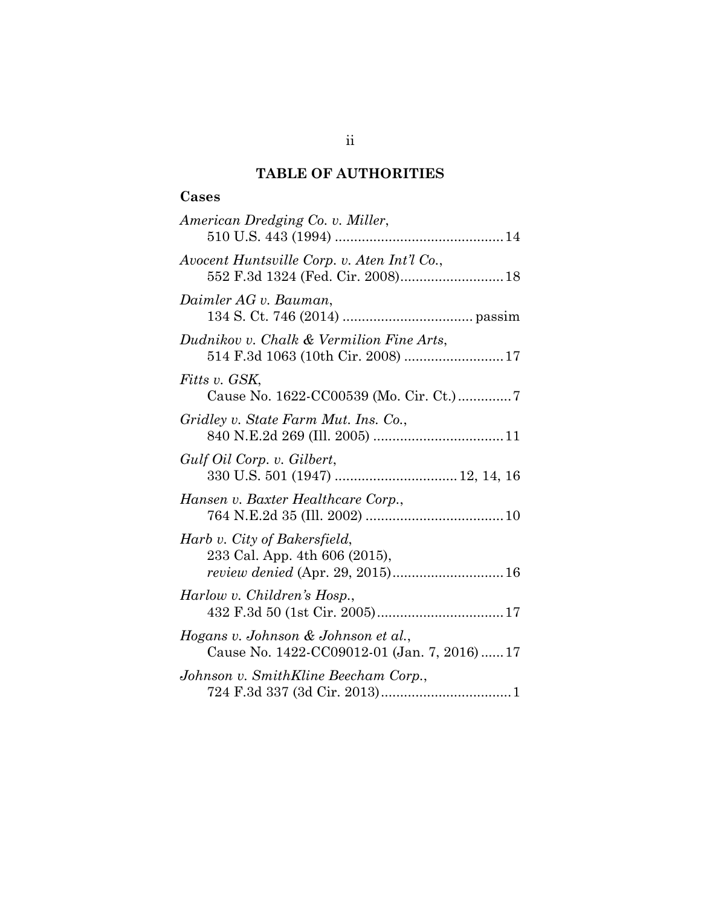## TABLE OF AUTHORITIES

### Cases

*American Dredging Co. v. Miller*,
510 U.S. 443 (1994) ............................................ 14

*Avocent Huntsville Corp. v. Aten Int'l Co.*,
552 F.3d 1324 (Fed. Cir. 2008)........................... 18

*Daimler AG v. Bauman*,
134 S. Ct. 746 (2014) .................................. passim

*Dudnikov v. Chalk & Vermilion Fine Arts*,
514 F.3d 1063 (10th Cir. 2008) .......................... 17

*Fitts v. GSK*,
Cause No. 1622-CC00539 (Mo. Cir. Ct.) .............. 7

*Gridley v. State Farm Mut. Ins. Co.*,
840 N.E.2d 269 (Ill. 2005) .................................. 11

*Gulf Oil Corp. v. Gilbert*,
330 U.S. 501 (1947) ................................ 12, 14, 16

*Hansen v. Baxter Healthcare Corp.*,
764 N.E.2d 35 (Ill. 2002) .................................... 10

*Harb v. City of Bakersfield*,
233 Cal. App. 4th 606 (2015),
*review denied* (Apr. 29, 2015)............................. 16

*Harlow v. Children's Hosp.*,
432 F.3d 50 (1st Cir. 2005)................................. 17

*Hogans v. Johnson & Johnson et al.*,
Cause No. 1422-CC09012-01 (Jan. 7, 2016) ...... 17

*Johnson v. SmithKline Beecham Corp.*,
724 F.3d 337 (3d Cir. 2013).................................. 1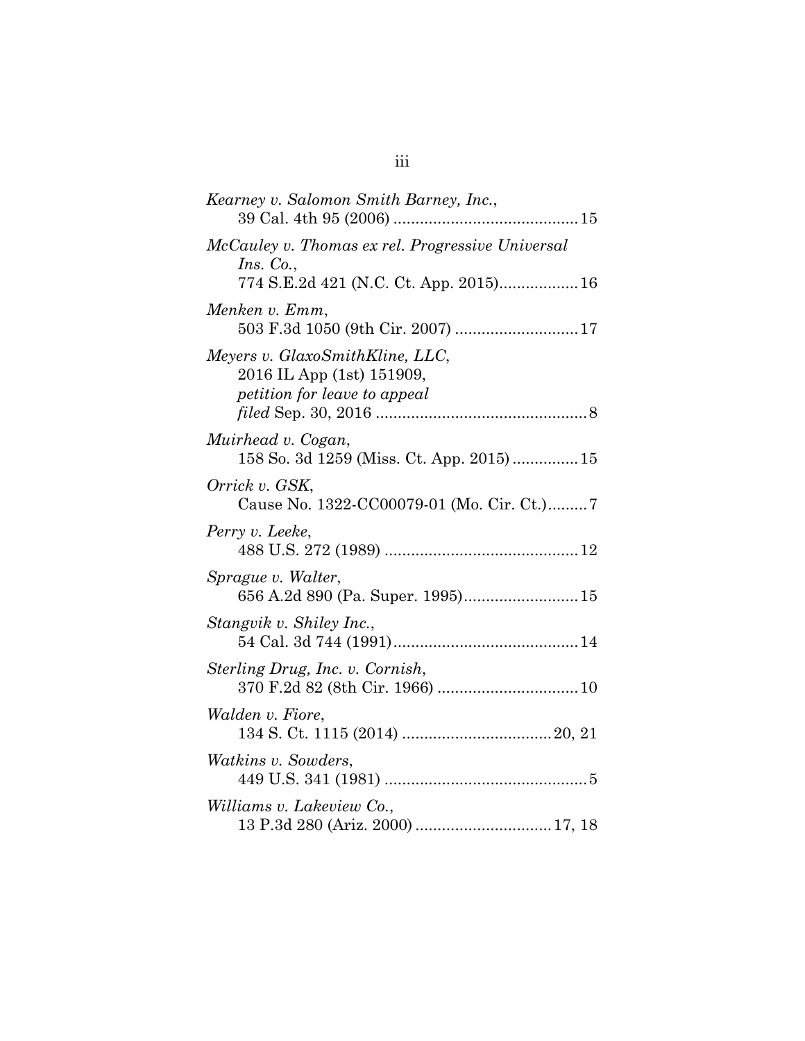*Kearney v. Salomon Smith Barney, Inc.*,
39 Cal. 4th 95 (2006) .......................................... 15

*McCauley v. Thomas ex rel. Progressive Universal Ins. Co.*,
774 S.E.2d 421 (N.C. Ct. App. 2015).................. 16

*Menken v. Emm*,
503 F.3d 1050 (9th Cir. 2007) ............................ 17

*Meyers v. GlaxoSmithKline, LLC*,
2016 IL App (1st) 151909,
*petition for leave to appeal filed* Sep. 30, 2016 ................................................ 8

*Muirhead v. Cogan*,
158 So. 3d 1259 (Miss. Ct. App. 2015) ............... 15

*Orrick v. GSK*,
Cause No. 1322-CC00079-01 (Mo. Cir. Ct.)......... 7

*Perry v. Leeke*,
488 U.S. 272 (1989) ............................................ 12

*Sprague v. Walter*,
656 A.2d 890 (Pa. Super. 1995).......................... 15

*Stangvik v. Shiley Inc.*,
54 Cal. 3d 744 (1991).......................................... 14

*Sterling Drug, Inc. v. Cornish*,
370 F.2d 82 (8th Cir. 1966) ................................ 10

*Walden v. Fiore*,
134 S. Ct. 1115 (2014) .................................. 20, 21

*Watkins v. Sowders*,
449 U.S. 341 (1981) .............................................. 5

*Williams v. Lakeview Co.*,
13 P.3d 280 (Ariz. 2000) ............................... 17, 18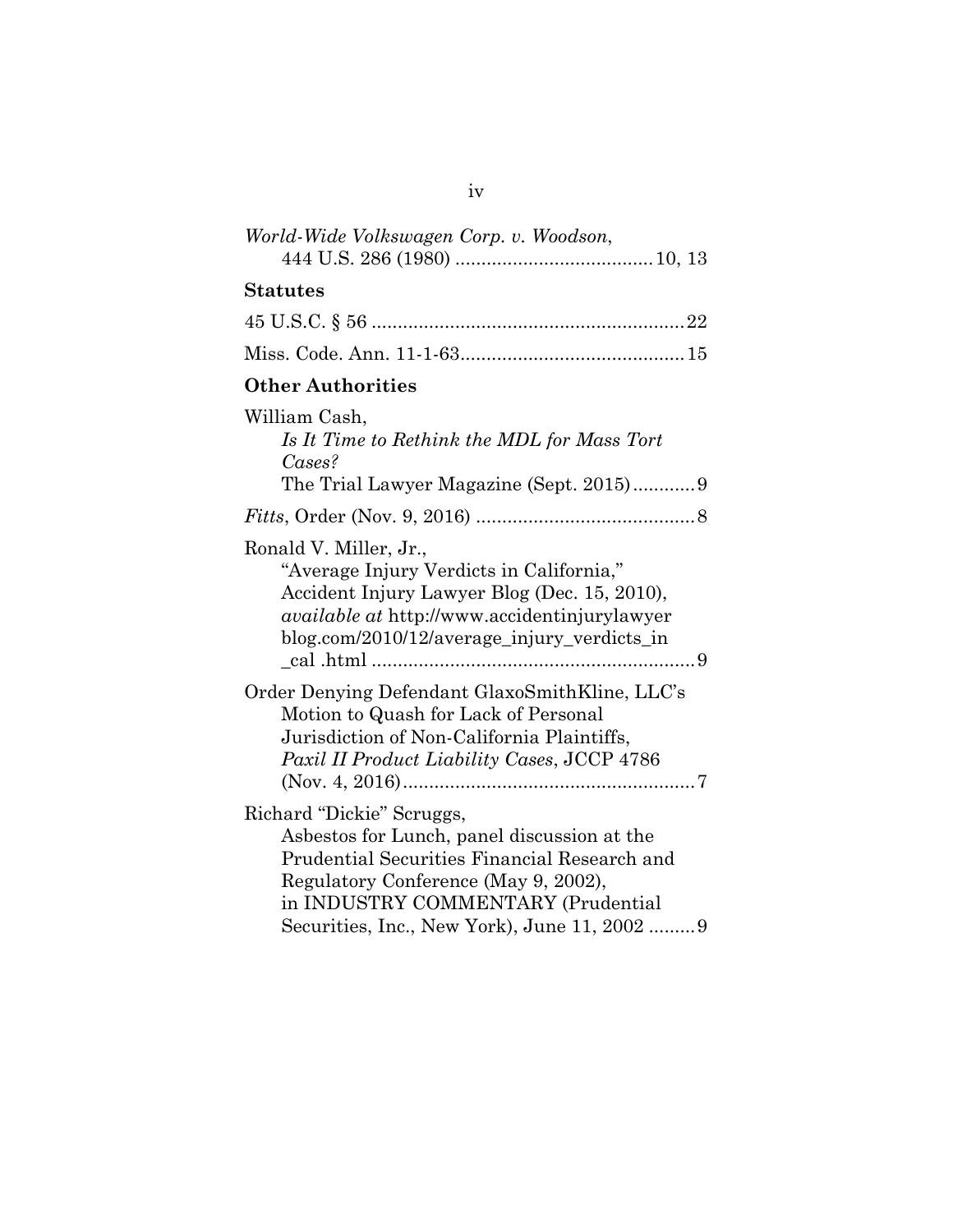*World-Wide Volkswagen Corp. v. Woodson*, 444 U.S. 286 (1980) .................................... 10, 13

**Statutes**

45 U.S.C. § 56 .......................................................... 22

Miss. Code. Ann. 11-1-63......................................... 15

**Other Authorities**

William Cash, *Is It Time to Rethink the MDL for Mass Tort Cases?* The Trial Lawyer Magazine (Sept. 2015)............ 9

*Fitts*, Order (Nov. 9, 2016) .......................................... 8

Ronald V. Miller, Jr., "Average Injury Verdicts in California," Accident Injury Lawyer Blog (Dec. 15, 2010), *available at* http://www.accidentinjurylawyer blog.com/2010/12/average_injury_verdicts_in _cal .html ............................................................ 9

Order Denying Defendant GlaxoSmithKline, LLC's Motion to Quash for Lack of Personal Jurisdiction of Non-California Plaintiffs, *Paxil II Product Liability Cases*, JCCP 4786 (Nov. 4, 2016)....................................................... 7

Richard "Dickie" Scruggs, Asbestos for Lunch, panel discussion at the Prudential Securities Financial Research and Regulatory Conference (May 9, 2002), in INDUSTRY COMMENTARY (Prudential Securities, Inc., New York), June 11, 2002 ......... 9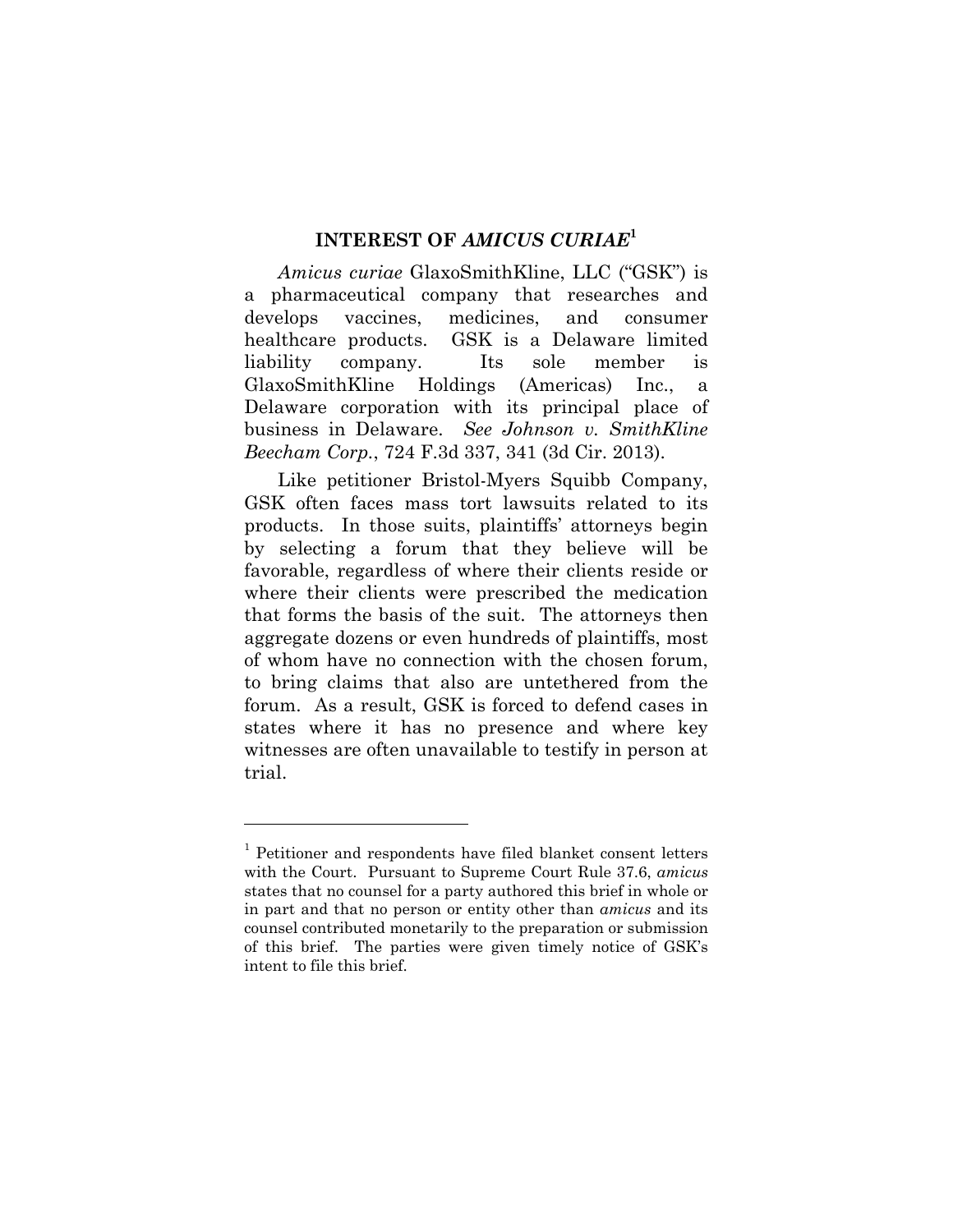## INTEREST OF *AMICUS CURIAE*[1]

*Amicus curiae* GlaxoSmithKline, LLC ("GSK") is a pharmaceutical company that researches and develops vaccines, medicines, and consumer healthcare products. GSK is a Delaware limited liability company. Its sole member is GlaxoSmithKline Holdings (Americas) Inc., a Delaware corporation with its principal place of business in Delaware. *See Johnson v. SmithKline Beecham Corp.*, 724 F.3d 337, 341 (3d Cir. 2013).

Like petitioner Bristol-Myers Squibb Company, GSK often faces mass tort lawsuits related to its products. In those suits, plaintiffs' attorneys begin by selecting a forum that they believe will be favorable, regardless of where their clients reside or where their clients were prescribed the medication that forms the basis of the suit. The attorneys then aggregate dozens or even hundreds of plaintiffs, most of whom have no connection with the chosen forum, to bring claims that also are untethered from the forum. As a result, GSK is forced to defend cases in states where it has no presence and where key witnesses are often unavailable to testify in person at trial.

---

[1] Petitioner and respondents have filed blanket consent letters with the Court. Pursuant to Supreme Court Rule 37.6, *amicus* states that no counsel for a party authored this brief in whole or in part and that no person or entity other than *amicus* and its counsel contributed monetarily to the preparation or submission of this brief. The parties were given timely notice of GSK's intent to file this brief.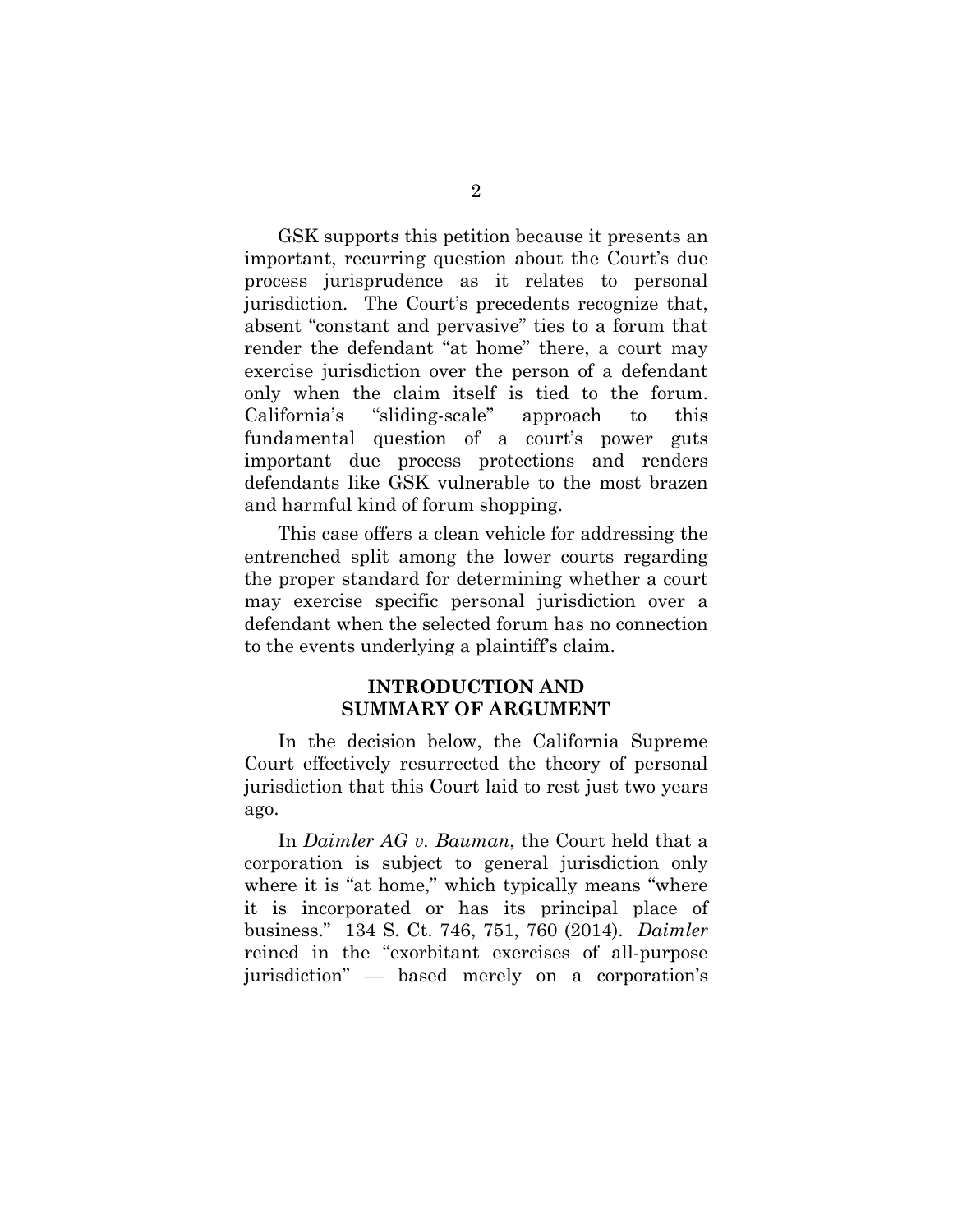GSK supports this petition because it presents an important, recurring question about the Court's due process jurisprudence as it relates to personal jurisdiction. The Court's precedents recognize that, absent "constant and pervasive" ties to a forum that render the defendant "at home" there, a court may exercise jurisdiction over the person of a defendant only when the claim itself is tied to the forum. California's "sliding-scale" approach to this fundamental question of a court's power guts important due process protections and renders defendants like GSK vulnerable to the most brazen and harmful kind of forum shopping.

This case offers a clean vehicle for addressing the entrenched split among the lower courts regarding the proper standard for determining whether a court may exercise specific personal jurisdiction over a defendant when the selected forum has no connection to the events underlying a plaintiff's claim.

## INTRODUCTION AND SUMMARY OF ARGUMENT

In the decision below, the California Supreme Court effectively resurrected the theory of personal jurisdiction that this Court laid to rest just two years ago.

In *Daimler AG v. Bauman*, the Court held that a corporation is subject to general jurisdiction only where it is "at home," which typically means "where it is incorporated or has its principal place of business." 134 S. Ct. 746, 751, 760 (2014). *Daimler* reined in the "exorbitant exercises of all-purpose jurisdiction" — based merely on a corporation's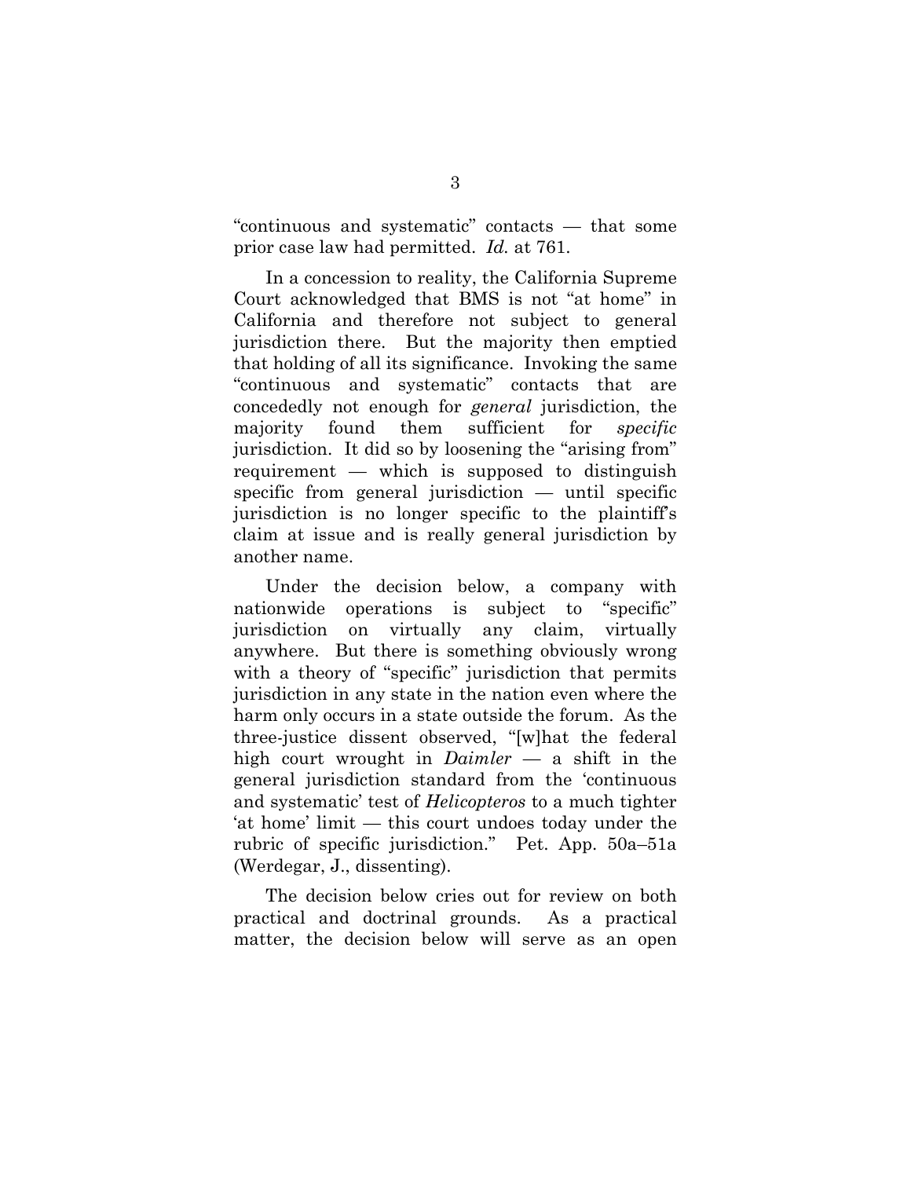"continuous and systematic" contacts — that some prior case law had permitted. *Id.* at 761.

In a concession to reality, the California Supreme Court acknowledged that BMS is not "at home" in California and therefore not subject to general jurisdiction there. But the majority then emptied that holding of all its significance. Invoking the same "continuous and systematic" contacts that are concededly not enough for *general* jurisdiction, the majority found them sufficient for *specific* jurisdiction. It did so by loosening the "arising from" requirement — which is supposed to distinguish specific from general jurisdiction — until specific jurisdiction is no longer specific to the plaintiff's claim at issue and is really general jurisdiction by another name.

Under the decision below, a company with nationwide operations is subject to "specific" jurisdiction on virtually any claim, virtually anywhere. But there is something obviously wrong with a theory of "specific" jurisdiction that permits jurisdiction in any state in the nation even where the harm only occurs in a state outside the forum. As the three-justice dissent observed, "[w]hat the federal high court wrought in *Daimler* — a shift in the general jurisdiction standard from the 'continuous and systematic' test of *Helicopteros* to a much tighter 'at home' limit — this court undoes today under the rubric of specific jurisdiction." Pet. App. 50a–51a (Werdegar, J., dissenting).

The decision below cries out for review on both practical and doctrinal grounds. As a practical matter, the decision below will serve as an open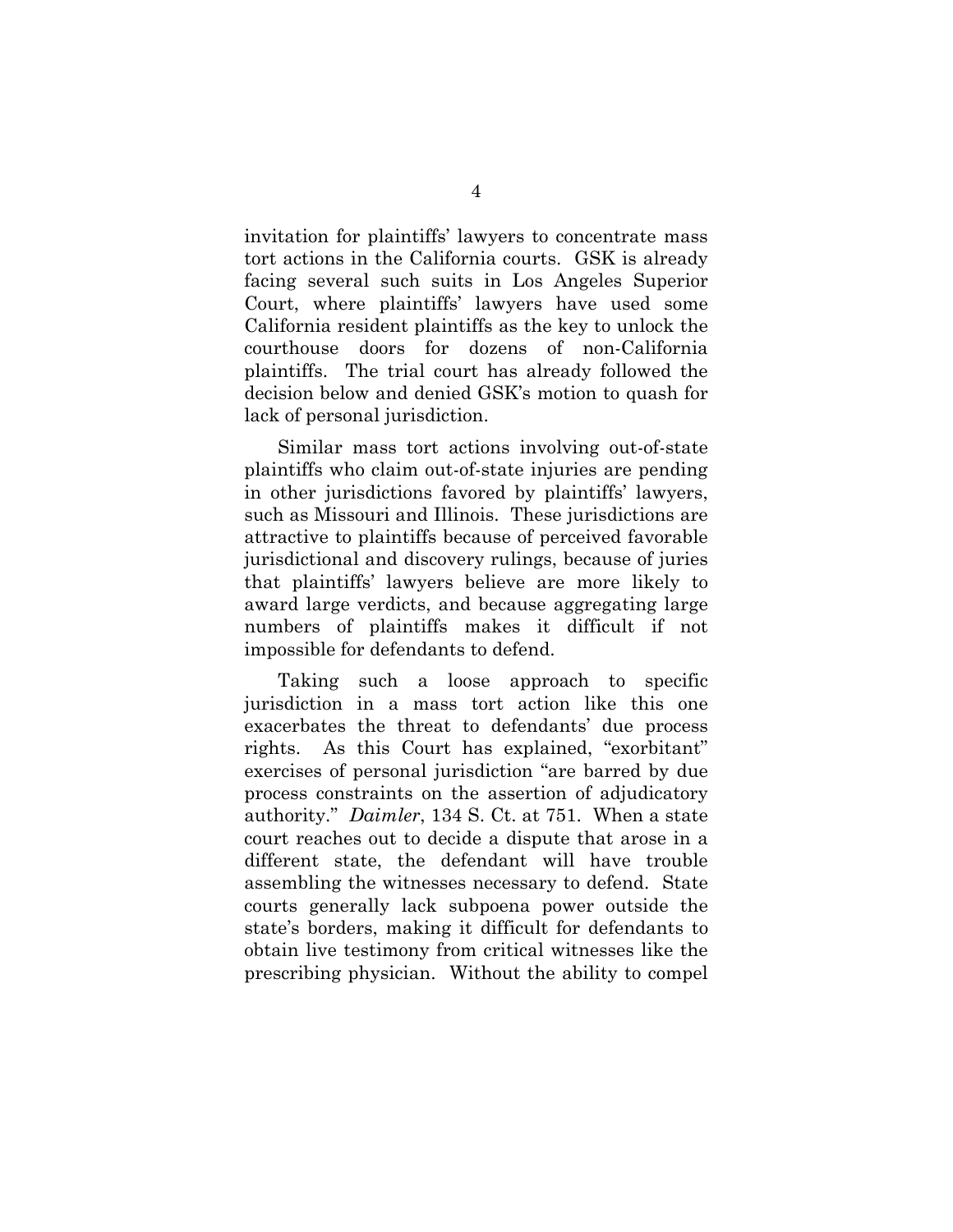invitation for plaintiffs' lawyers to concentrate mass tort actions in the California courts. GSK is already facing several such suits in Los Angeles Superior Court, where plaintiffs' lawyers have used some California resident plaintiffs as the key to unlock the courthouse doors for dozens of non-California plaintiffs. The trial court has already followed the decision below and denied GSK's motion to quash for lack of personal jurisdiction.

Similar mass tort actions involving out-of-state plaintiffs who claim out-of-state injuries are pending in other jurisdictions favored by plaintiffs' lawyers, such as Missouri and Illinois. These jurisdictions are attractive to plaintiffs because of perceived favorable jurisdictional and discovery rulings, because of juries that plaintiffs' lawyers believe are more likely to award large verdicts, and because aggregating large numbers of plaintiffs makes it difficult if not impossible for defendants to defend.

Taking such a loose approach to specific jurisdiction in a mass tort action like this one exacerbates the threat to defendants' due process rights. As this Court has explained, "exorbitant" exercises of personal jurisdiction "are barred by due process constraints on the assertion of adjudicatory authority." *Daimler*, 134 S. Ct. at 751. When a state court reaches out to decide a dispute that arose in a different state, the defendant will have trouble assembling the witnesses necessary to defend. State courts generally lack subpoena power outside the state's borders, making it difficult for defendants to obtain live testimony from critical witnesses like the prescribing physician. Without the ability to compel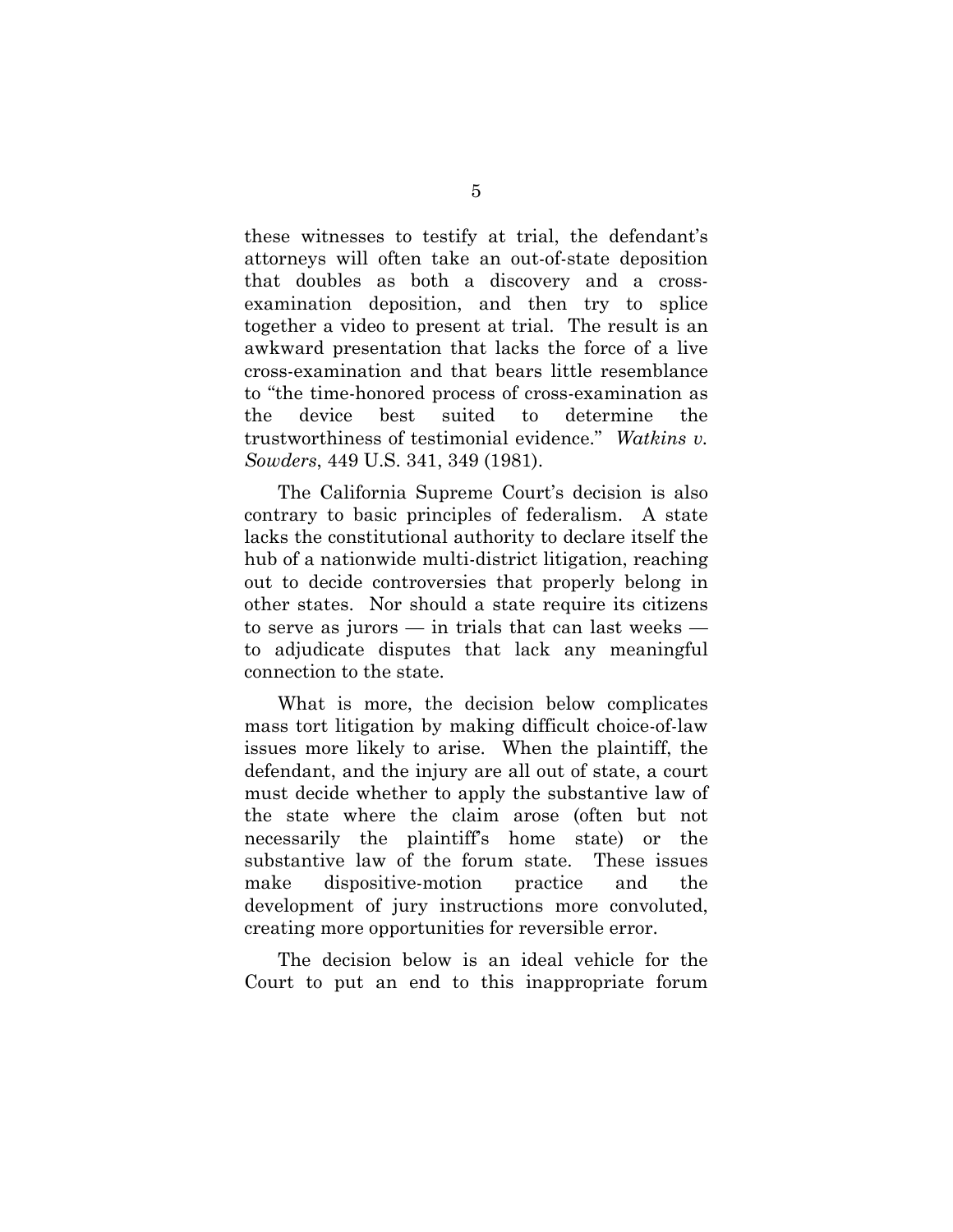these witnesses to testify at trial, the defendant's attorneys will often take an out-of-state deposition that doubles as both a discovery and a cross-examination deposition, and then try to splice together a video to present at trial. The result is an awkward presentation that lacks the force of a live cross-examination and that bears little resemblance to "the time-honored process of cross-examination as the device best suited to determine the trustworthiness of testimonial evidence." *Watkins v. Sowders*, 449 U.S. 341, 349 (1981).

The California Supreme Court's decision is also contrary to basic principles of federalism. A state lacks the constitutional authority to declare itself the hub of a nationwide multi-district litigation, reaching out to decide controversies that properly belong in other states. Nor should a state require its citizens to serve as jurors — in trials that can last weeks — to adjudicate disputes that lack any meaningful connection to the state.

What is more, the decision below complicates mass tort litigation by making difficult choice-of-law issues more likely to arise. When the plaintiff, the defendant, and the injury are all out of state, a court must decide whether to apply the substantive law of the state where the claim arose (often but not necessarily the plaintiff's home state) or the substantive law of the forum state. These issues make dispositive-motion practice and the development of jury instructions more convoluted, creating more opportunities for reversible error.

The decision below is an ideal vehicle for the Court to put an end to this inappropriate forum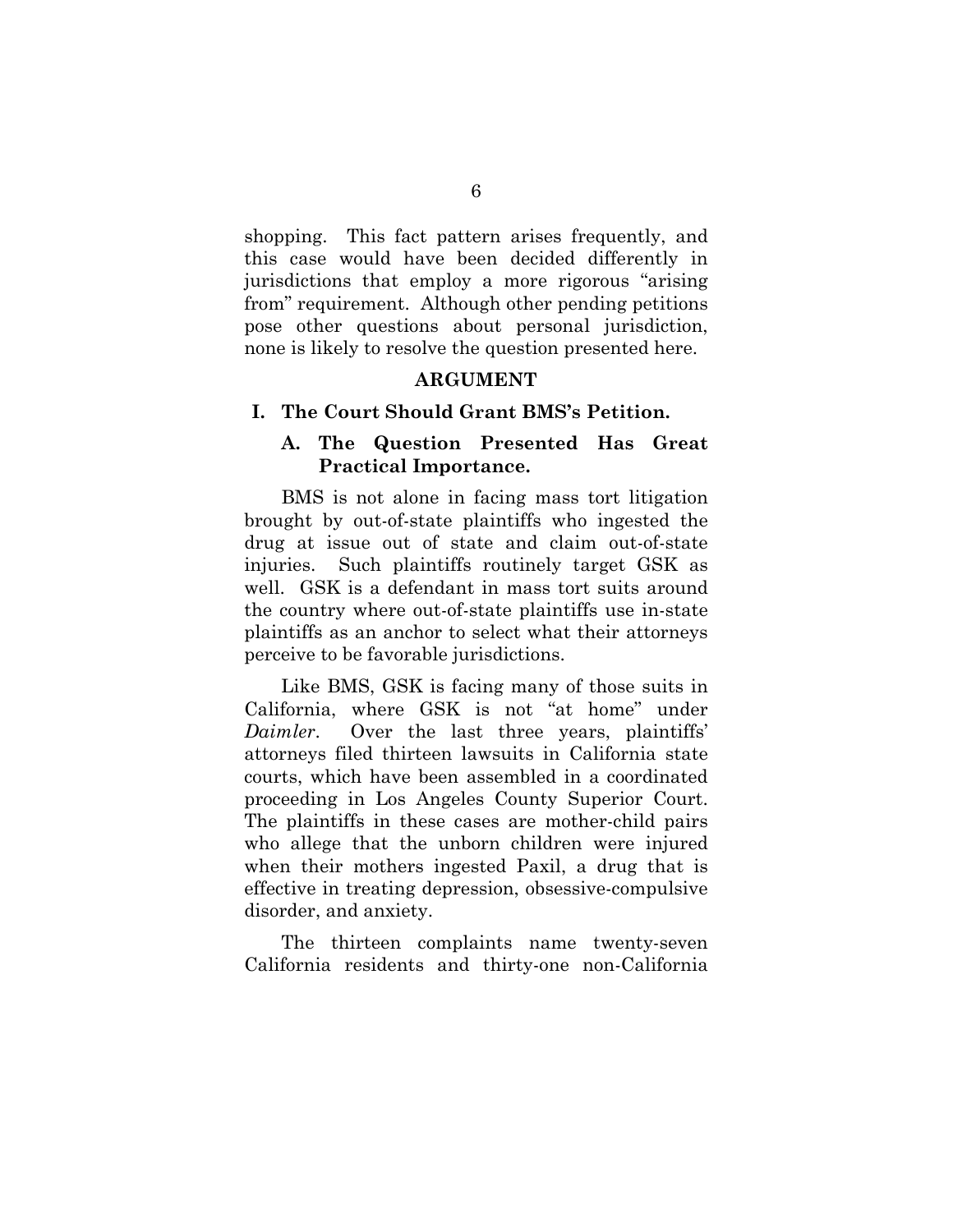shopping. This fact pattern arises frequently, and this case would have been decided differently in jurisdictions that employ a more rigorous "arising from" requirement. Although other pending petitions pose other questions about personal jurisdiction, none is likely to resolve the question presented here.

## ARGUMENT

### I. The Court Should Grant BMS's Petition.

#### A. The Question Presented Has Great Practical Importance.

BMS is not alone in facing mass tort litigation brought by out-of-state plaintiffs who ingested the drug at issue out of state and claim out-of-state injuries. Such plaintiffs routinely target GSK as well. GSK is a defendant in mass tort suits around the country where out-of-state plaintiffs use in-state plaintiffs as an anchor to select what their attorneys perceive to be favorable jurisdictions.

Like BMS, GSK is facing many of those suits in California, where GSK is not "at home" under *Daimler*. Over the last three years, plaintiffs' attorneys filed thirteen lawsuits in California state courts, which have been assembled in a coordinated proceeding in Los Angeles County Superior Court. The plaintiffs in these cases are mother-child pairs who allege that the unborn children were injured when their mothers ingested Paxil, a drug that is effective in treating depression, obsessive-compulsive disorder, and anxiety.

The thirteen complaints name twenty-seven California residents and thirty-one non-California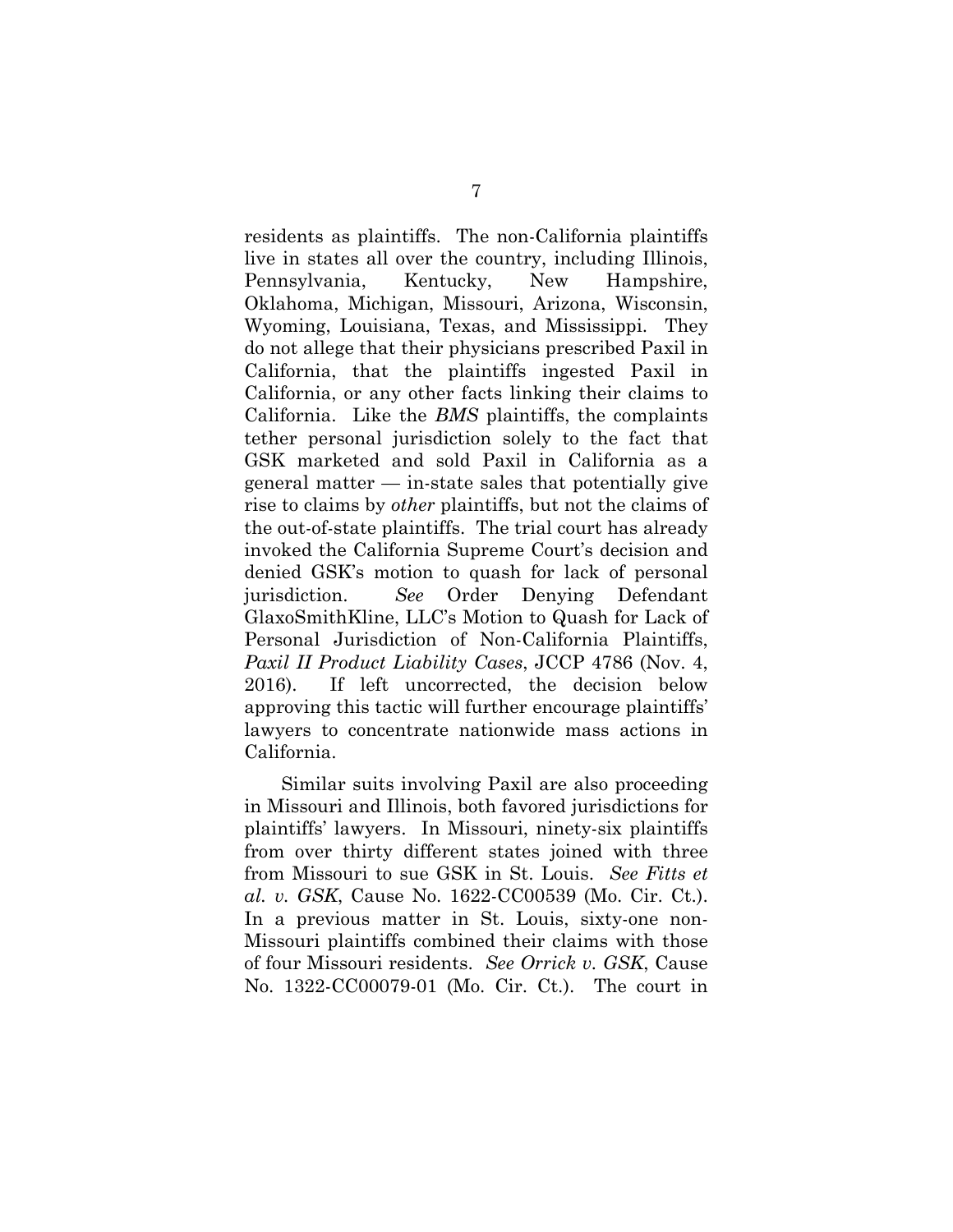residents as plaintiffs. The non-California plaintiffs live in states all over the country, including Illinois, Pennsylvania, Kentucky, New Hampshire, Oklahoma, Michigan, Missouri, Arizona, Wisconsin, Wyoming, Louisiana, Texas, and Mississippi. They do not allege that their physicians prescribed Paxil in California, that the plaintiffs ingested Paxil in California, or any other facts linking their claims to California. Like the *BMS* plaintiffs, the complaints tether personal jurisdiction solely to the fact that GSK marketed and sold Paxil in California as a general matter — in-state sales that potentially give rise to claims by *other* plaintiffs, but not the claims of the out-of-state plaintiffs. The trial court has already invoked the California Supreme Court's decision and denied GSK's motion to quash for lack of personal jurisdiction. *See* Order Denying Defendant GlaxoSmithKline, LLC's Motion to Quash for Lack of Personal Jurisdiction of Non-California Plaintiffs, *Paxil II Product Liability Cases*, JCCP 4786 (Nov. 4, 2016). If left uncorrected, the decision below approving this tactic will further encourage plaintiffs' lawyers to concentrate nationwide mass actions in California.

Similar suits involving Paxil are also proceeding in Missouri and Illinois, both favored jurisdictions for plaintiffs' lawyers. In Missouri, ninety-six plaintiffs from over thirty different states joined with three from Missouri to sue GSK in St. Louis. *See Fitts et al. v. GSK*, Cause No. 1622-CC00539 (Mo. Cir. Ct.). In a previous matter in St. Louis, sixty-one non-Missouri plaintiffs combined their claims with those of four Missouri residents. *See Orrick v. GSK*, Cause No. 1322-CC00079-01 (Mo. Cir. Ct.). The court in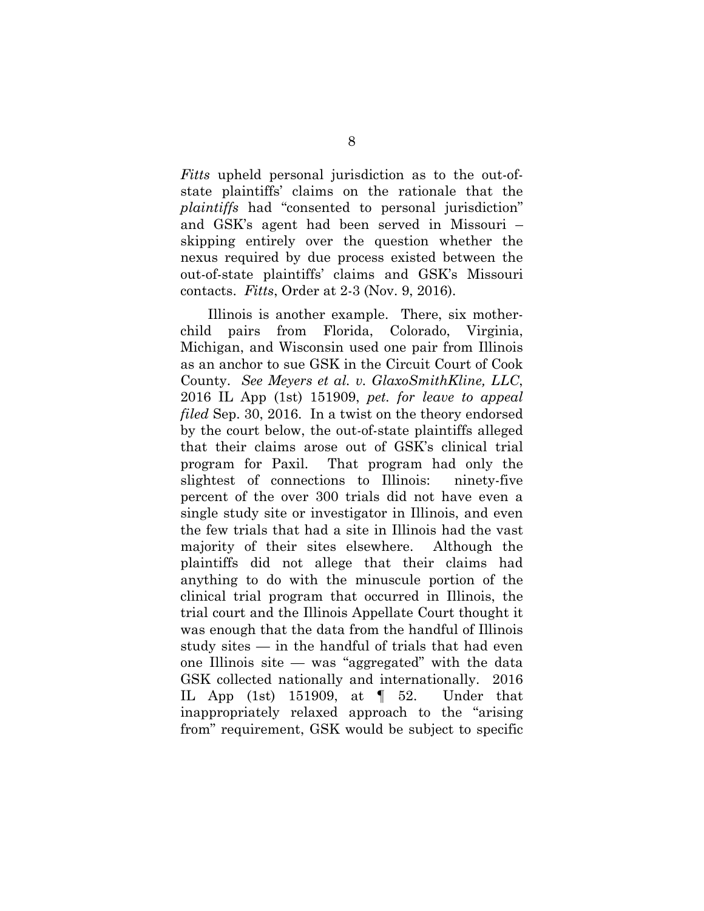*Fitts* upheld personal jurisdiction as to the out-of-state plaintiffs' claims on the rationale that the *plaintiffs* had "consented to personal jurisdiction" and GSK's agent had been served in Missouri – skipping entirely over the question whether the nexus required by due process existed between the out-of-state plaintiffs' claims and GSK's Missouri contacts. *Fitts*, Order at 2-3 (Nov. 9, 2016).

Illinois is another example. There, six mother-child pairs from Florida, Colorado, Virginia, Michigan, and Wisconsin used one pair from Illinois as an anchor to sue GSK in the Circuit Court of Cook County. *See Meyers et al. v. GlaxoSmithKline, LLC*, 2016 IL App (1st) 151909, *pet. for leave to appeal filed* Sep. 30, 2016. In a twist on the theory endorsed by the court below, the out-of-state plaintiffs alleged that their claims arose out of GSK's clinical trial program for Paxil. That program had only the slightest of connections to Illinois: ninety-five percent of the over 300 trials did not have even a single study site or investigator in Illinois, and even the few trials that had a site in Illinois had the vast majority of their sites elsewhere. Although the plaintiffs did not allege that their claims had anything to do with the minuscule portion of the clinical trial program that occurred in Illinois, the trial court and the Illinois Appellate Court thought it was enough that the data from the handful of Illinois study sites — in the handful of trials that had even one Illinois site — was "aggregated" with the data GSK collected nationally and internationally. 2016 IL App (1st) 151909, at ¶ 52. Under that inappropriately relaxed approach to the "arising from" requirement, GSK would be subject to specific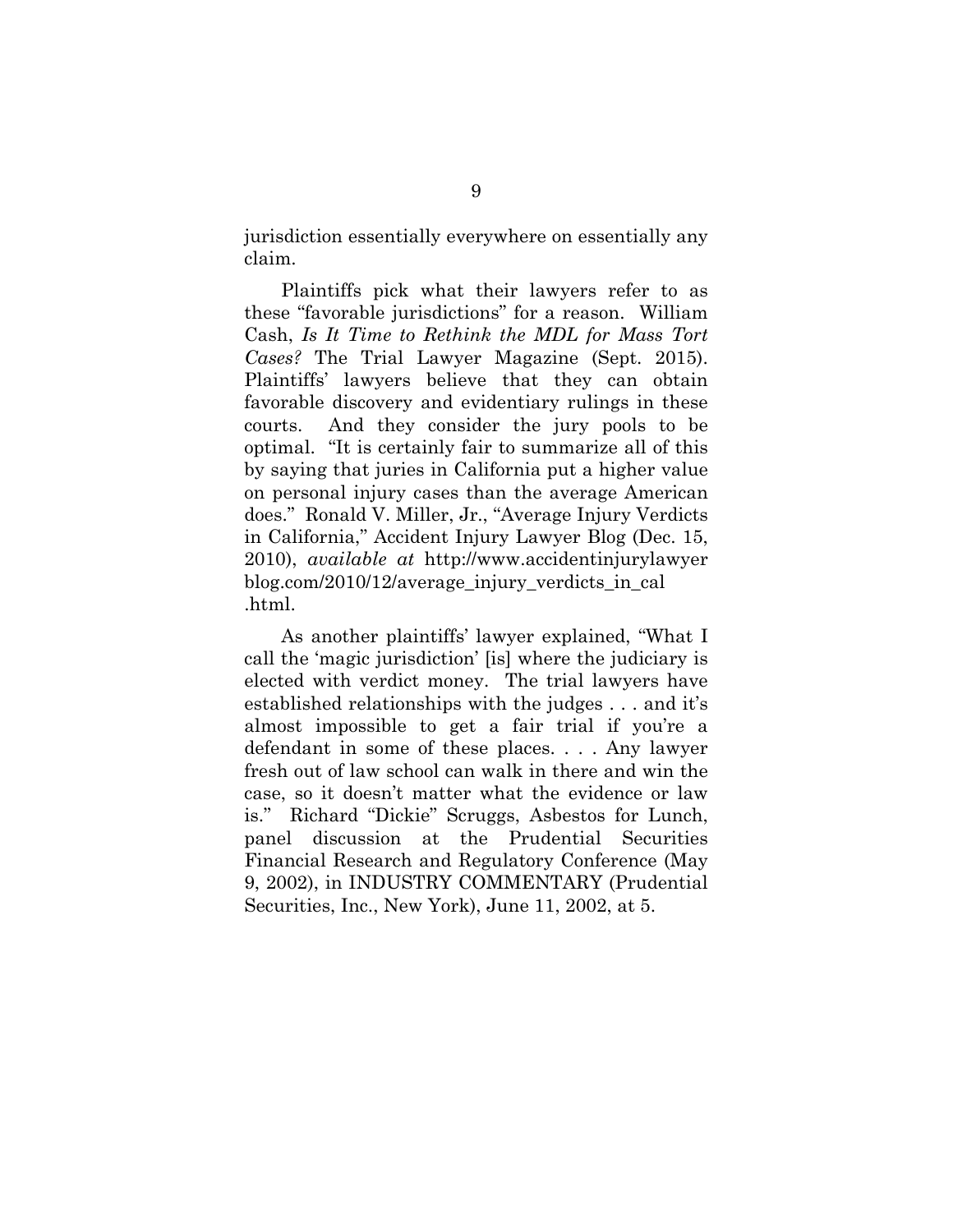jurisdiction essentially everywhere on essentially any claim.

Plaintiffs pick what their lawyers refer to as these "favorable jurisdictions" for a reason. William Cash, *Is It Time to Rethink the MDL for Mass Tort Cases?* The Trial Lawyer Magazine (Sept. 2015). Plaintiffs' lawyers believe that they can obtain favorable discovery and evidentiary rulings in these courts. And they consider the jury pools to be optimal. "It is certainly fair to summarize all of this by saying that juries in California put a higher value on personal injury cases than the average American does." Ronald V. Miller, Jr., "Average Injury Verdicts in California," Accident Injury Lawyer Blog (Dec. 15, 2010), *available at* http://www.accidentinjurylawyerblog.com/2010/12/average_injury_verdicts_in_cal.html.

As another plaintiffs' lawyer explained, "What I call the 'magic jurisdiction' [is] where the judiciary is elected with verdict money. The trial lawyers have established relationships with the judges . . . and it's almost impossible to get a fair trial if you're a defendant in some of these places. . . . Any lawyer fresh out of law school can walk in there and win the case, so it doesn't matter what the evidence or law is." Richard "Dickie" Scruggs, Asbestos for Lunch, panel discussion at the Prudential Securities Financial Research and Regulatory Conference (May 9, 2002), in INDUSTRY COMMENTARY (Prudential Securities, Inc., New York), June 11, 2002, at 5.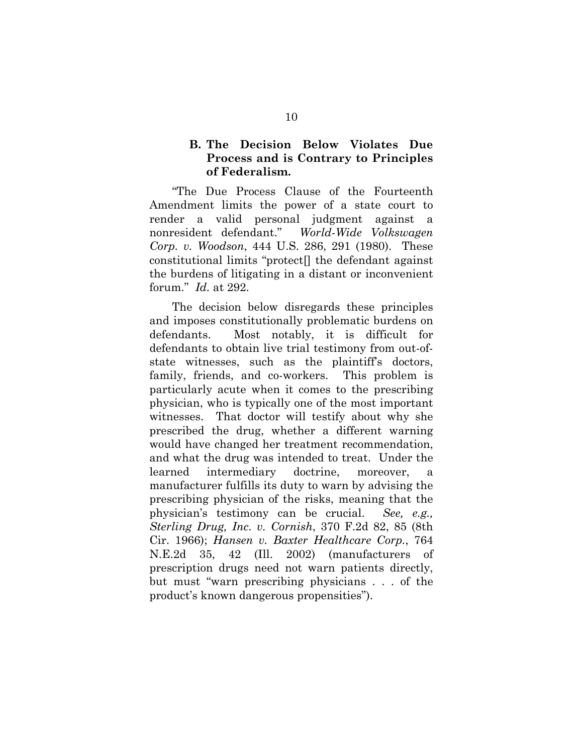### B. The Decision Below Violates Due Process and is Contrary to Principles of Federalism.

"The Due Process Clause of the Fourteenth Amendment limits the power of a state court to render a valid personal judgment against a nonresident defendant." *World-Wide Volkswagen Corp. v. Woodson*, 444 U.S. 286, 291 (1980). These constitutional limits "protect[] the defendant against the burdens of litigating in a distant or inconvenient forum." *Id.* at 292.

The decision below disregards these principles and imposes constitutionally problematic burdens on defendants. Most notably, it is difficult for defendants to obtain live trial testimony from out-of-state witnesses, such as the plaintiff's doctors, family, friends, and co-workers. This problem is particularly acute when it comes to the prescribing physician, who is typically one of the most important witnesses. That doctor will testify about why she prescribed the drug, whether a different warning would have changed her treatment recommendation, and what the drug was intended to treat. Under the learned intermediary doctrine, moreover, a manufacturer fulfills its duty to warn by advising the prescribing physician of the risks, meaning that the physician's testimony can be crucial. *See, e.g., Sterling Drug, Inc. v. Cornish*, 370 F.2d 82, 85 (8th Cir. 1966); *Hansen v. Baxter Healthcare Corp.*, 764 N.E.2d 35, 42 (Ill. 2002) (manufacturers of prescription drugs need not warn patients directly, but must "warn prescribing physicians . . . of the product's known dangerous propensities").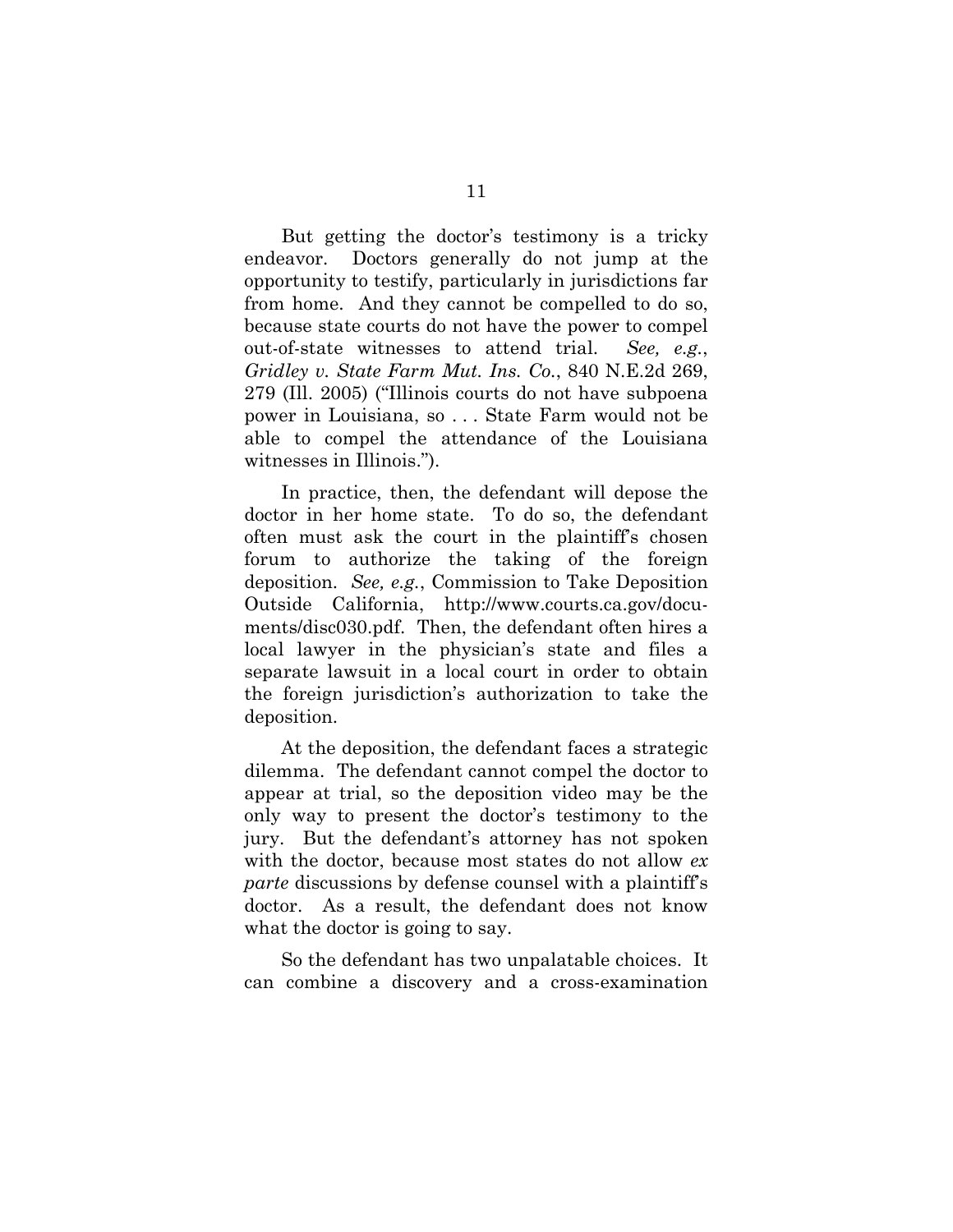But getting the doctor's testimony is a tricky endeavor. Doctors generally do not jump at the opportunity to testify, particularly in jurisdictions far from home. And they cannot be compelled to do so, because state courts do not have the power to compel out-of-state witnesses to attend trial. *See, e.g.*, *Gridley v. State Farm Mut. Ins. Co.*, 840 N.E.2d 269, 279 (Ill. 2005) ("Illinois courts do not have subpoena power in Louisiana, so . . . State Farm would not be able to compel the attendance of the Louisiana witnesses in Illinois.").

In practice, then, the defendant will depose the doctor in her home state. To do so, the defendant often must ask the court in the plaintiff's chosen forum to authorize the taking of the foreign deposition. *See, e.g.*, Commission to Take Deposition Outside California, http://www.courts.ca.gov/documents/disc030.pdf. Then, the defendant often hires a local lawyer in the physician's state and files a separate lawsuit in a local court in order to obtain the foreign jurisdiction's authorization to take the deposition.

At the deposition, the defendant faces a strategic dilemma. The defendant cannot compel the doctor to appear at trial, so the deposition video may be the only way to present the doctor's testimony to the jury. But the defendant's attorney has not spoken with the doctor, because most states do not allow *ex parte* discussions by defense counsel with a plaintiff's doctor. As a result, the defendant does not know what the doctor is going to say.

So the defendant has two unpalatable choices. It can combine a discovery and a cross-examination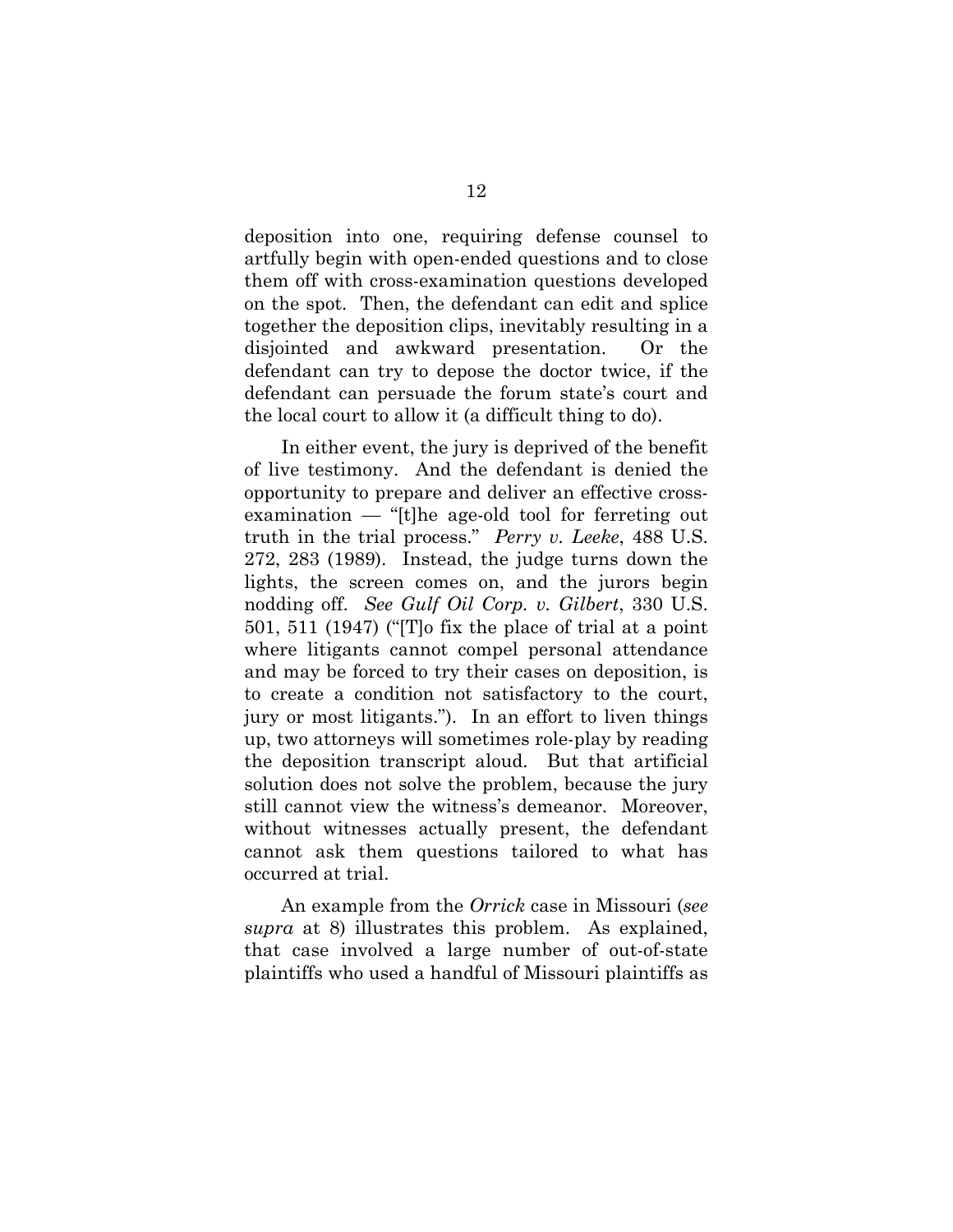deposition into one, requiring defense counsel to artfully begin with open-ended questions and to close them off with cross-examination questions developed on the spot. Then, the defendant can edit and splice together the deposition clips, inevitably resulting in a disjointed and awkward presentation. Or the defendant can try to depose the doctor twice, if the defendant can persuade the forum state's court and the local court to allow it (a difficult thing to do).

In either event, the jury is deprived of the benefit of live testimony. And the defendant is denied the opportunity to prepare and deliver an effective cross-examination — "[t]he age-old tool for ferreting out truth in the trial process." *Perry v. Leeke*, 488 U.S. 272, 283 (1989). Instead, the judge turns down the lights, the screen comes on, and the jurors begin nodding off. *See Gulf Oil Corp. v. Gilbert*, 330 U.S. 501, 511 (1947) ("[T]o fix the place of trial at a point where litigants cannot compel personal attendance and may be forced to try their cases on deposition, is to create a condition not satisfactory to the court, jury or most litigants."). In an effort to liven things up, two attorneys will sometimes role-play by reading the deposition transcript aloud. But that artificial solution does not solve the problem, because the jury still cannot view the witness's demeanor. Moreover, without witnesses actually present, the defendant cannot ask them questions tailored to what has occurred at trial.

An example from the *Orrick* case in Missouri (*see supra* at 8) illustrates this problem. As explained, that case involved a large number of out-of-state plaintiffs who used a handful of Missouri plaintiffs as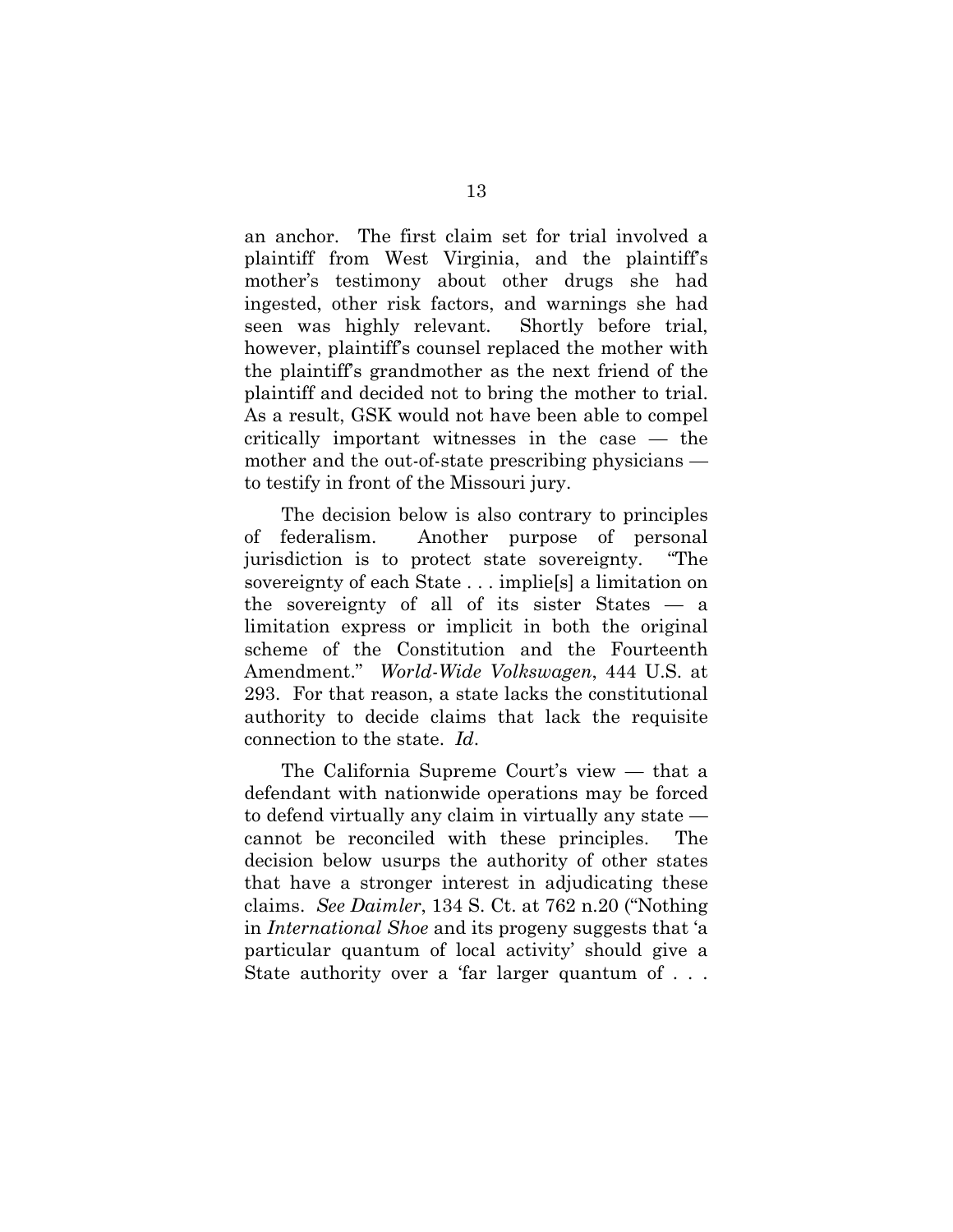an anchor. The first claim set for trial involved a plaintiff from West Virginia, and the plaintiff's mother's testimony about other drugs she had ingested, other risk factors, and warnings she had seen was highly relevant. Shortly before trial, however, plaintiff's counsel replaced the mother with the plaintiff's grandmother as the next friend of the plaintiff and decided not to bring the mother to trial. As a result, GSK would not have been able to compel critically important witnesses in the case — the mother and the out-of-state prescribing physicians — to testify in front of the Missouri jury.

The decision below is also contrary to principles of federalism. Another purpose of personal jurisdiction is to protect state sovereignty. "The sovereignty of each State . . . implie[s] a limitation on the sovereignty of all of its sister States — a limitation express or implicit in both the original scheme of the Constitution and the Fourteenth Amendment." *World-Wide Volkswagen*, 444 U.S. at 293. For that reason, a state lacks the constitutional authority to decide claims that lack the requisite connection to the state. *Id*.

The California Supreme Court's view — that a defendant with nationwide operations may be forced to defend virtually any claim in virtually any state — cannot be reconciled with these principles. The decision below usurps the authority of other states that have a stronger interest in adjudicating these claims. *See Daimler*, 134 S. Ct. at 762 n.20 ("Nothing in *International Shoe* and its progeny suggests that 'a particular quantum of local activity' should give a State authority over a 'far larger quantum of . . .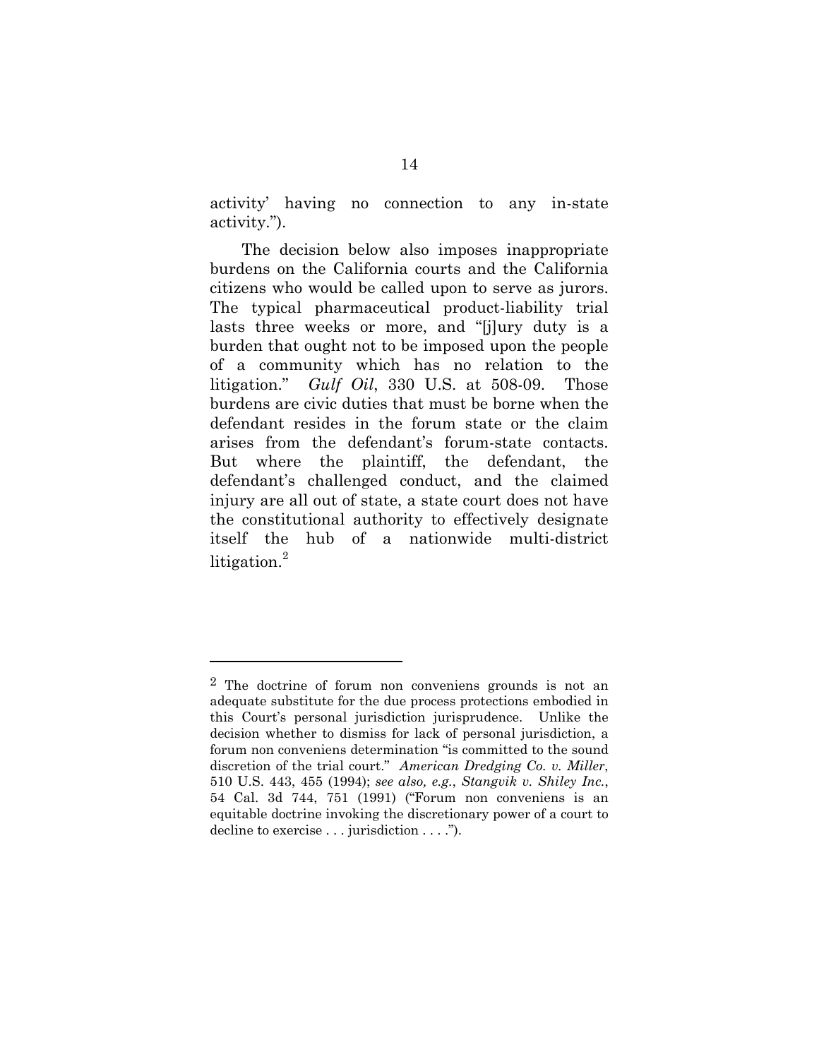activity' having no connection to any in-state activity.").

The decision below also imposes inappropriate burdens on the California courts and the California citizens who would be called upon to serve as jurors. The typical pharmaceutical product-liability trial lasts three weeks or more, and "[j]ury duty is a burden that ought not to be imposed upon the people of a community which has no relation to the litigation." *Gulf Oil*, 330 U.S. at 508-09. Those burdens are civic duties that must be borne when the defendant resides in the forum state or the claim arises from the defendant's forum-state contacts. But where the plaintiff, the defendant, the defendant's challenged conduct, and the claimed injury are all out of state, a state court does not have the constitutional authority to effectively designate itself the hub of a nationwide multi-district litigation.[2]

---

[2] The doctrine of forum non conveniens grounds is not an adequate substitute for the due process protections embodied in this Court's personal jurisdiction jurisprudence. Unlike the decision whether to dismiss for lack of personal jurisdiction, a forum non conveniens determination "is committed to the sound discretion of the trial court." *American Dredging Co. v. Miller*, 510 U.S. 443, 455 (1994); *see also, e.g.*, *Stangvik v. Shiley Inc.*, 54 Cal. 3d 744, 751 (1991) ("Forum non conveniens is an equitable doctrine invoking the discretionary power of a court to decline to exercise . . . jurisdiction . . . .").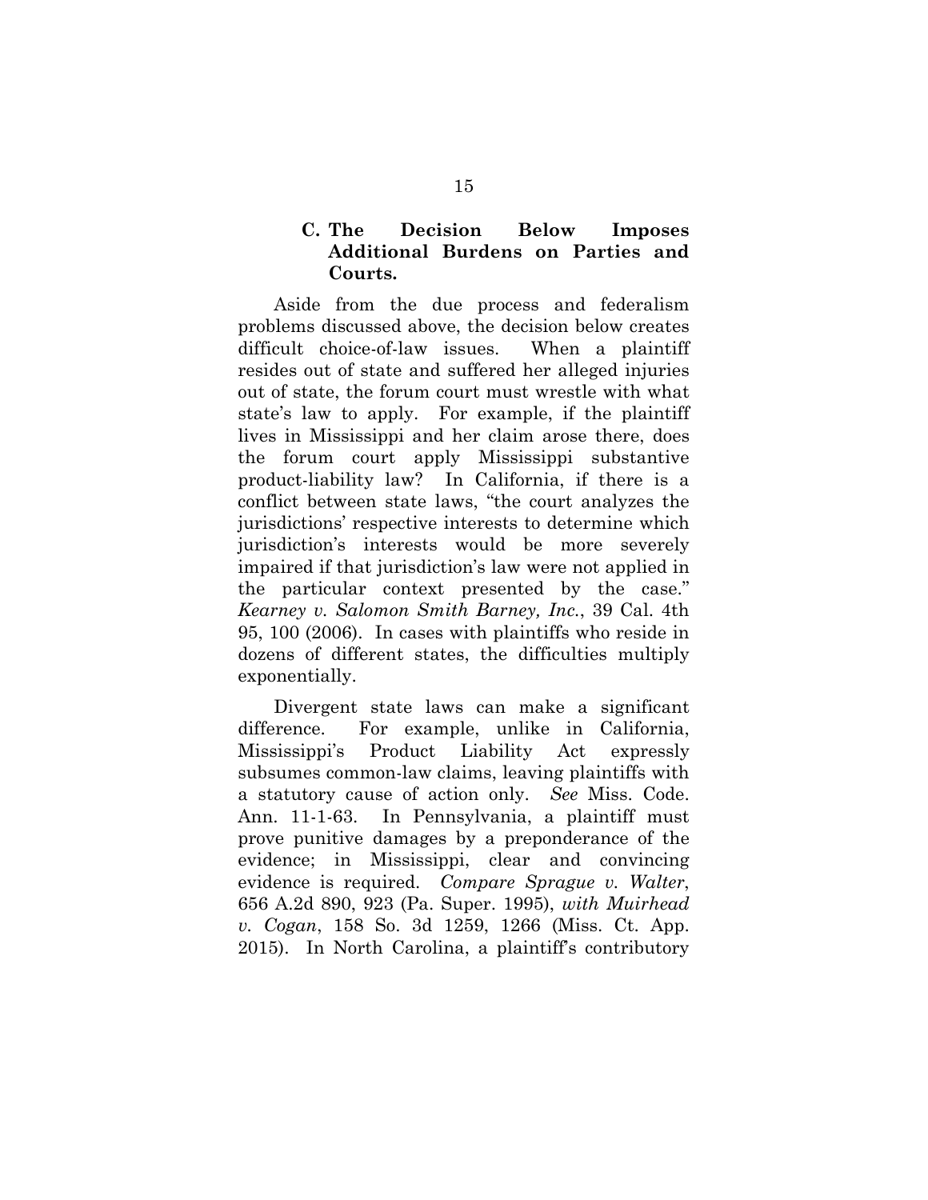### C. The Decision Below Imposes Additional Burdens on Parties and Courts.

Aside from the due process and federalism problems discussed above, the decision below creates difficult choice-of-law issues. When a plaintiff resides out of state and suffered her alleged injuries out of state, the forum court must wrestle with what state's law to apply. For example, if the plaintiff lives in Mississippi and her claim arose there, does the forum court apply Mississippi substantive product-liability law? In California, if there is a conflict between state laws, "the court analyzes the jurisdictions' respective interests to determine which jurisdiction's interests would be more severely impaired if that jurisdiction's law were not applied in the particular context presented by the case." *Kearney v. Salomon Smith Barney, Inc.*, 39 Cal. 4th 95, 100 (2006). In cases with plaintiffs who reside in dozens of different states, the difficulties multiply exponentially.

Divergent state laws can make a significant difference. For example, unlike in California, Mississippi's Product Liability Act expressly subsumes common-law claims, leaving plaintiffs with a statutory cause of action only. *See* Miss. Code. Ann. 11-1-63. In Pennsylvania, a plaintiff must prove punitive damages by a preponderance of the evidence; in Mississippi, clear and convincing evidence is required. *Compare Sprague v. Walter*, 656 A.2d 890, 923 (Pa. Super. 1995), *with Muirhead v. Cogan*, 158 So. 3d 1259, 1266 (Miss. Ct. App. 2015). In North Carolina, a plaintiff's contributory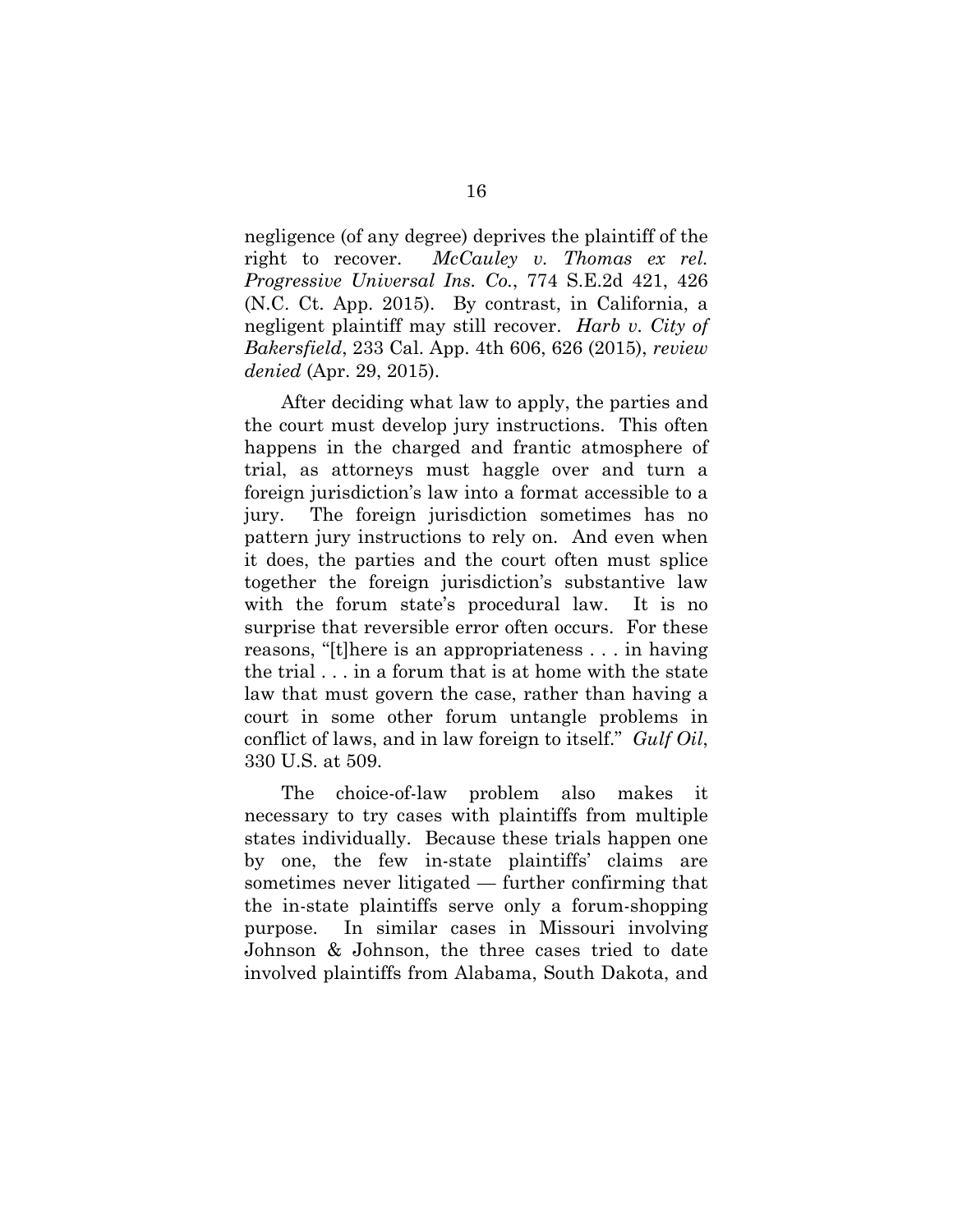negligence (of any degree) deprives the plaintiff of the right to recover. *McCauley v. Thomas ex rel. Progressive Universal Ins. Co.*, 774 S.E.2d 421, 426 (N.C. Ct. App. 2015). By contrast, in California, a negligent plaintiff may still recover. *Harb v. City of Bakersfield*, 233 Cal. App. 4th 606, 626 (2015), *review denied* (Apr. 29, 2015).

After deciding what law to apply, the parties and the court must develop jury instructions. This often happens in the charged and frantic atmosphere of trial, as attorneys must haggle over and turn a foreign jurisdiction's law into a format accessible to a jury. The foreign jurisdiction sometimes has no pattern jury instructions to rely on. And even when it does, the parties and the court often must splice together the foreign jurisdiction's substantive law with the forum state's procedural law. It is no surprise that reversible error often occurs. For these reasons, "[t]here is an appropriateness . . . in having the trial . . . in a forum that is at home with the state law that must govern the case, rather than having a court in some other forum untangle problems in conflict of laws, and in law foreign to itself." *Gulf Oil*, 330 U.S. at 509.

The choice-of-law problem also makes it necessary to try cases with plaintiffs from multiple states individually. Because these trials happen one by one, the few in-state plaintiffs' claims are sometimes never litigated — further confirming that the in-state plaintiffs serve only a forum-shopping purpose. In similar cases in Missouri involving Johnson & Johnson, the three cases tried to date involved plaintiffs from Alabama, South Dakota, and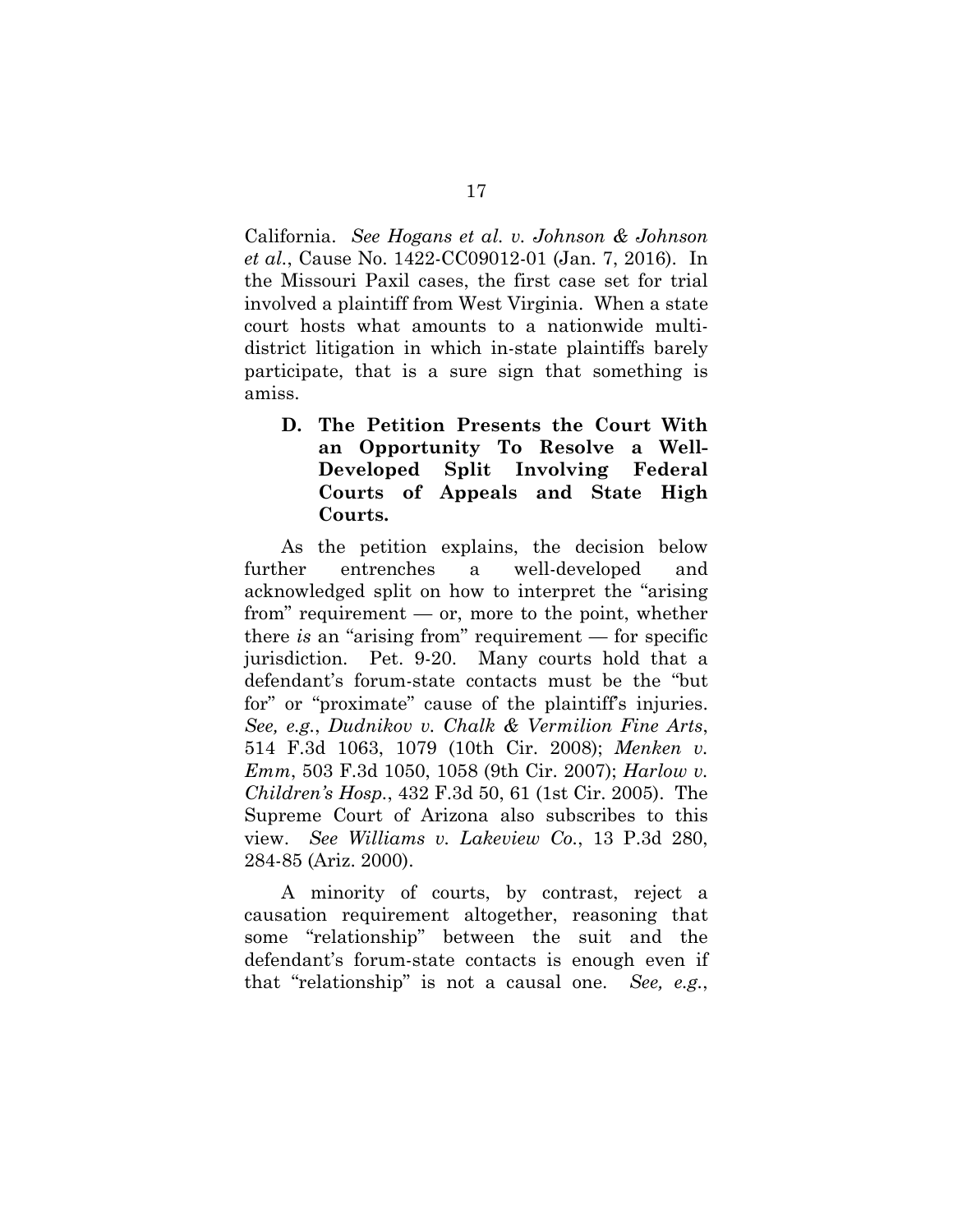California. *See Hogans et al. v. Johnson & Johnson et al.*, Cause No. 1422-CC09012-01 (Jan. 7, 2016). In the Missouri Paxil cases, the first case set for trial involved a plaintiff from West Virginia. When a state court hosts what amounts to a nationwide multi-district litigation in which in-state plaintiffs barely participate, that is a sure sign that something is amiss.

### D. The Petition Presents the Court With an Opportunity To Resolve a Well-Developed Split Involving Federal Courts of Appeals and State High Courts.

As the petition explains, the decision below further entrenches a well-developed and acknowledged split on how to interpret the "arising from" requirement — or, more to the point, whether there *is* an "arising from" requirement — for specific jurisdiction. Pet. 9-20. Many courts hold that a defendant's forum-state contacts must be the "but for" or "proximate" cause of the plaintiff's injuries. *See, e.g.*, *Dudnikov v. Chalk & Vermilion Fine Arts*, 514 F.3d 1063, 1079 (10th Cir. 2008); *Menken v. Emm*, 503 F.3d 1050, 1058 (9th Cir. 2007); *Harlow v. Children's Hosp.*, 432 F.3d 50, 61 (1st Cir. 2005). The Supreme Court of Arizona also subscribes to this view. *See Williams v. Lakeview Co.*, 13 P.3d 280, 284-85 (Ariz. 2000).

A minority of courts, by contrast, reject a causation requirement altogether, reasoning that some "relationship" between the suit and the defendant's forum-state contacts is enough even if that "relationship" is not a causal one. *See, e.g.*,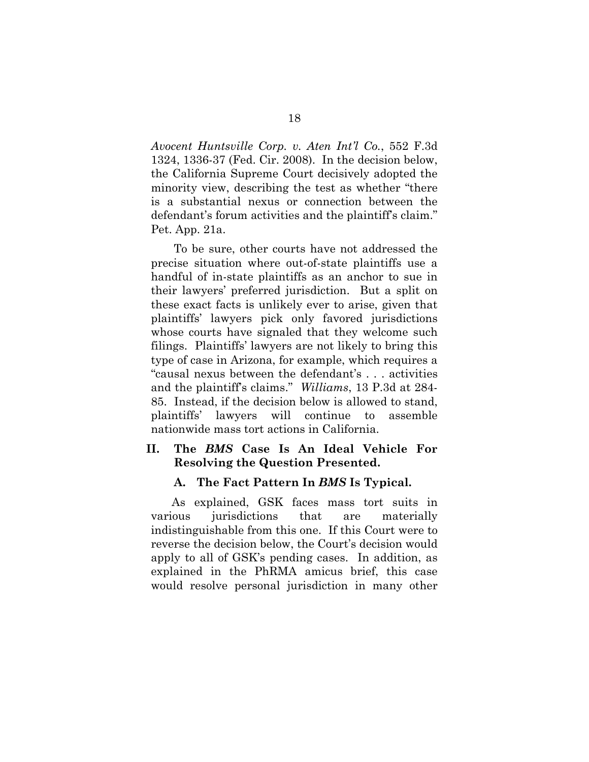*Avocent Huntsville Corp. v. Aten Int'l Co.*, 552 F.3d 1324, 1336-37 (Fed. Cir. 2008). In the decision below, the California Supreme Court decisively adopted the minority view, describing the test as whether "there is a substantial nexus or connection between the defendant's forum activities and the plaintiff's claim." Pet. App. 21a.

To be sure, other courts have not addressed the precise situation where out-of-state plaintiffs use a handful of in-state plaintiffs as an anchor to sue in their lawyers' preferred jurisdiction. But a split on these exact facts is unlikely ever to arise, given that plaintiffs' lawyers pick only favored jurisdictions whose courts have signaled that they welcome such filings. Plaintiffs' lawyers are not likely to bring this type of case in Arizona, for example, which requires a "causal nexus between the defendant's . . . activities and the plaintiff's claims." *Williams*, 13 P.3d at 284-85. Instead, if the decision below is allowed to stand, plaintiffs' lawyers will continue to assemble nationwide mass tort actions in California.

## II. The *BMS* Case Is An Ideal Vehicle For Resolving the Question Presented.

### A. The Fact Pattern In *BMS* Is Typical.

As explained, GSK faces mass tort suits in various jurisdictions that are materially indistinguishable from this one. If this Court were to reverse the decision below, the Court's decision would apply to all of GSK's pending cases. In addition, as explained in the PhRMA amicus brief, this case would resolve personal jurisdiction in many other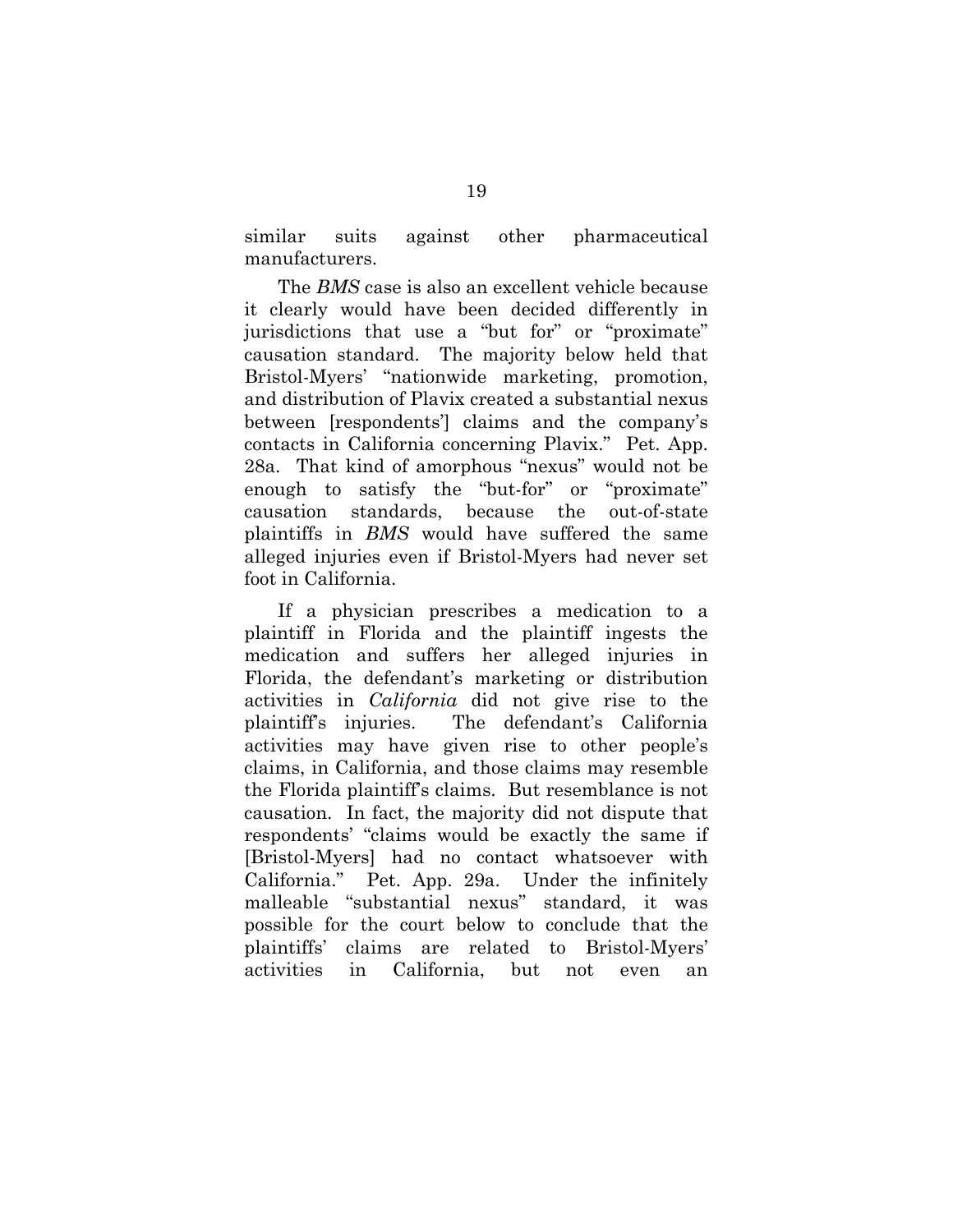similar suits against other pharmaceutical manufacturers.

The *BMS* case is also an excellent vehicle because it clearly would have been decided differently in jurisdictions that use a "but for" or "proximate" causation standard. The majority below held that Bristol-Myers' "nationwide marketing, promotion, and distribution of Plavix created a substantial nexus between [respondents'] claims and the company's contacts in California concerning Plavix." Pet. App. 28a. That kind of amorphous "nexus" would not be enough to satisfy the "but-for" or "proximate" causation standards, because the out-of-state plaintiffs in *BMS* would have suffered the same alleged injuries even if Bristol-Myers had never set foot in California.

If a physician prescribes a medication to a plaintiff in Florida and the plaintiff ingests the medication and suffers her alleged injuries in Florida, the defendant's marketing or distribution activities in *California* did not give rise to the plaintiff's injuries. The defendant's California activities may have given rise to other people's claims, in California, and those claims may resemble the Florida plaintiff's claims. But resemblance is not causation. In fact, the majority did not dispute that respondents' "claims would be exactly the same if [Bristol-Myers] had no contact whatsoever with California." Pet. App. 29a. Under the infinitely malleable "substantial nexus" standard, it was possible for the court below to conclude that the plaintiffs' claims are related to Bristol-Myers' activities in California, but not even an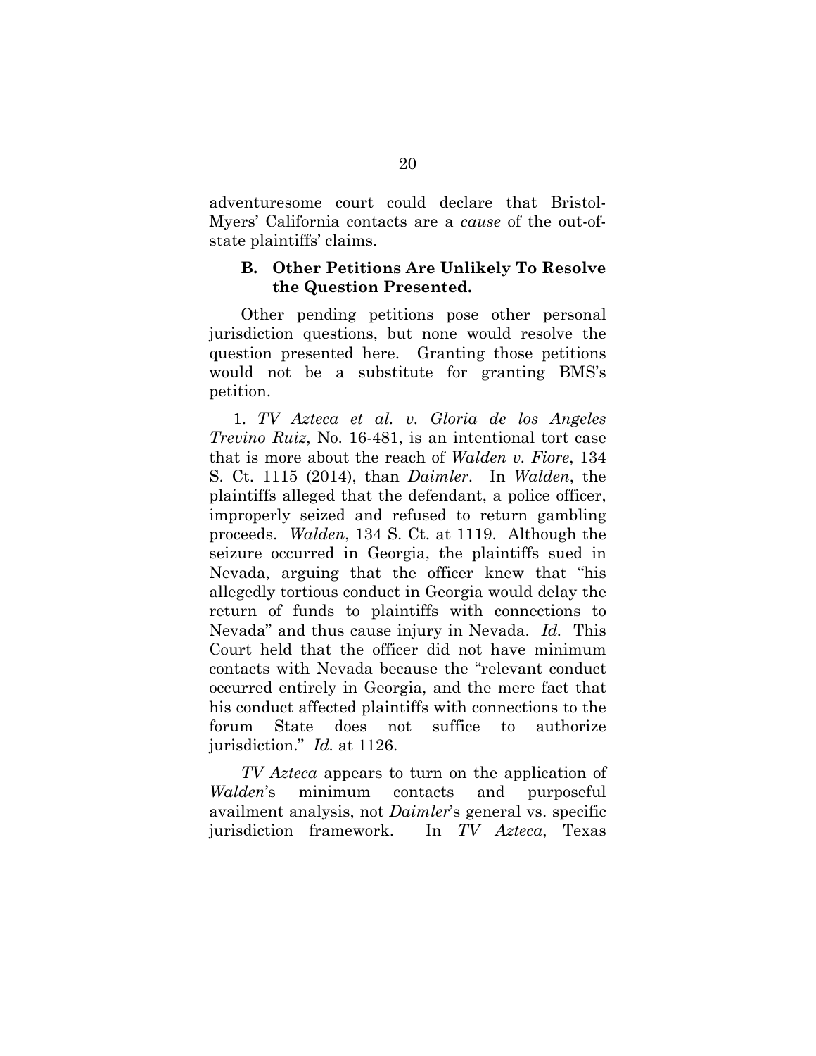adventuresome court could declare that Bristol-Myers' California contacts are a *cause* of the out-of-state plaintiffs' claims.

### B. Other Petitions Are Unlikely To Resolve the Question Presented.

Other pending petitions pose other personal jurisdiction questions, but none would resolve the question presented here. Granting those petitions would not be a substitute for granting BMS's petition.

1. *TV Azteca et al. v. Gloria de los Angeles Trevino Ruiz*, No. 16-481, is an intentional tort case that is more about the reach of *Walden v. Fiore*, 134 S. Ct. 1115 (2014), than *Daimler*. In *Walden*, the plaintiffs alleged that the defendant, a police officer, improperly seized and refused to return gambling proceeds. *Walden*, 134 S. Ct. at 1119. Although the seizure occurred in Georgia, the plaintiffs sued in Nevada, arguing that the officer knew that "his allegedly tortious conduct in Georgia would delay the return of funds to plaintiffs with connections to Nevada" and thus cause injury in Nevada. *Id.* This Court held that the officer did not have minimum contacts with Nevada because the "relevant conduct occurred entirely in Georgia, and the mere fact that his conduct affected plaintiffs with connections to the forum State does not suffice to authorize jurisdiction." *Id.* at 1126.

*TV Azteca* appears to turn on the application of *Walden*'s minimum contacts and purposeful availment analysis, not *Daimler*'s general vs. specific jurisdiction framework. In *TV Azteca*, Texas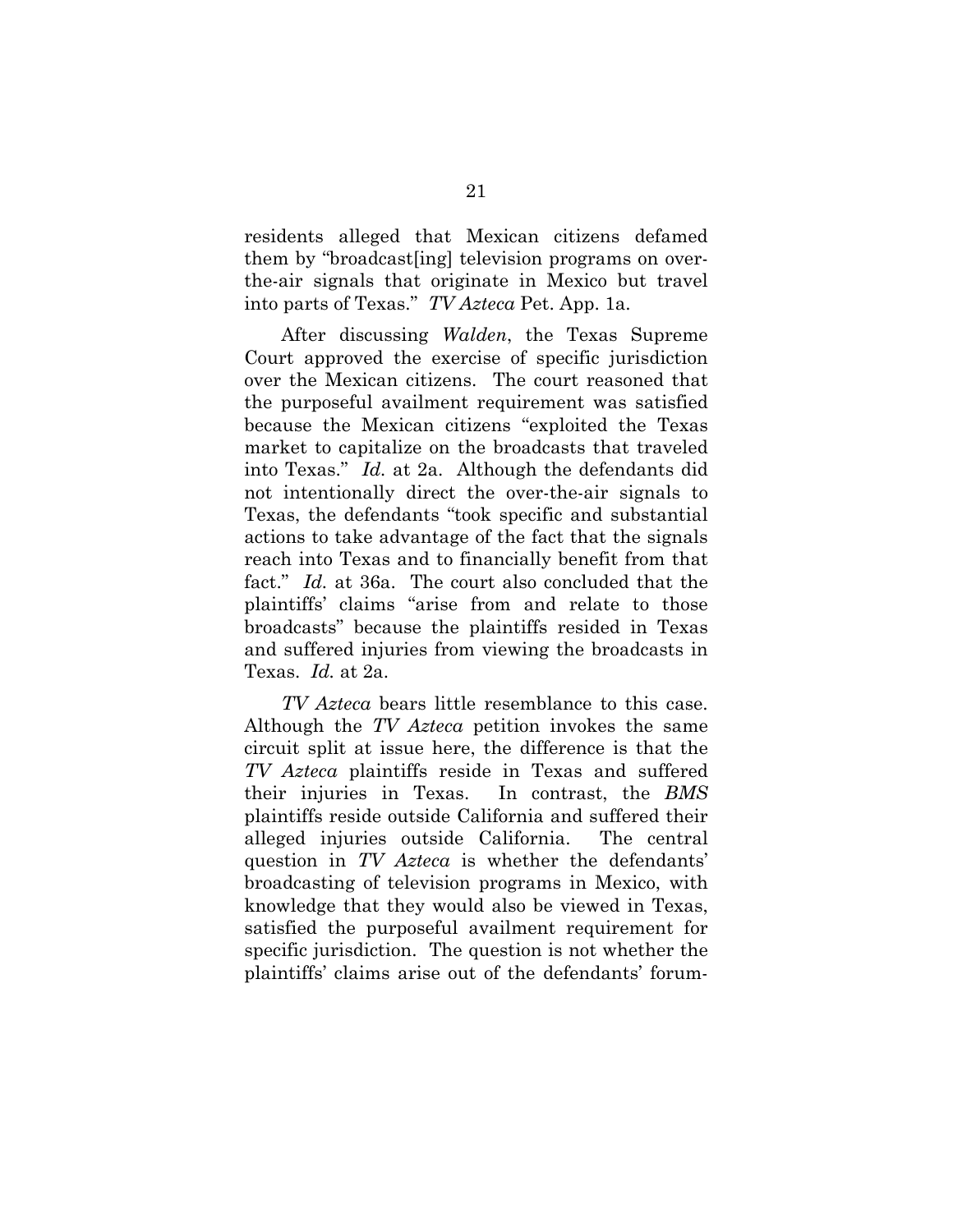residents alleged that Mexican citizens defamed them by "broadcast[ing] television programs on over-the-air signals that originate in Mexico but travel into parts of Texas." *TV Azteca* Pet. App. 1a.

After discussing *Walden*, the Texas Supreme Court approved the exercise of specific jurisdiction over the Mexican citizens. The court reasoned that the purposeful availment requirement was satisfied because the Mexican citizens "exploited the Texas market to capitalize on the broadcasts that traveled into Texas." *Id.* at 2a. Although the defendants did not intentionally direct the over-the-air signals to Texas, the defendants "took specific and substantial actions to take advantage of the fact that the signals reach into Texas and to financially benefit from that fact." *Id.* at 36a. The court also concluded that the plaintiffs' claims "arise from and relate to those broadcasts" because the plaintiffs resided in Texas and suffered injuries from viewing the broadcasts in Texas. *Id.* at 2a.

*TV Azteca* bears little resemblance to this case. Although the *TV Azteca* petition invokes the same circuit split at issue here, the difference is that the *TV Azteca* plaintiffs reside in Texas and suffered their injuries in Texas. In contrast, the *BMS* plaintiffs reside outside California and suffered their alleged injuries outside California. The central question in *TV Azteca* is whether the defendants' broadcasting of television programs in Mexico, with knowledge that they would also be viewed in Texas, satisfied the purposeful availment requirement for specific jurisdiction. The question is not whether the plaintiffs' claims arise out of the defendants' forum-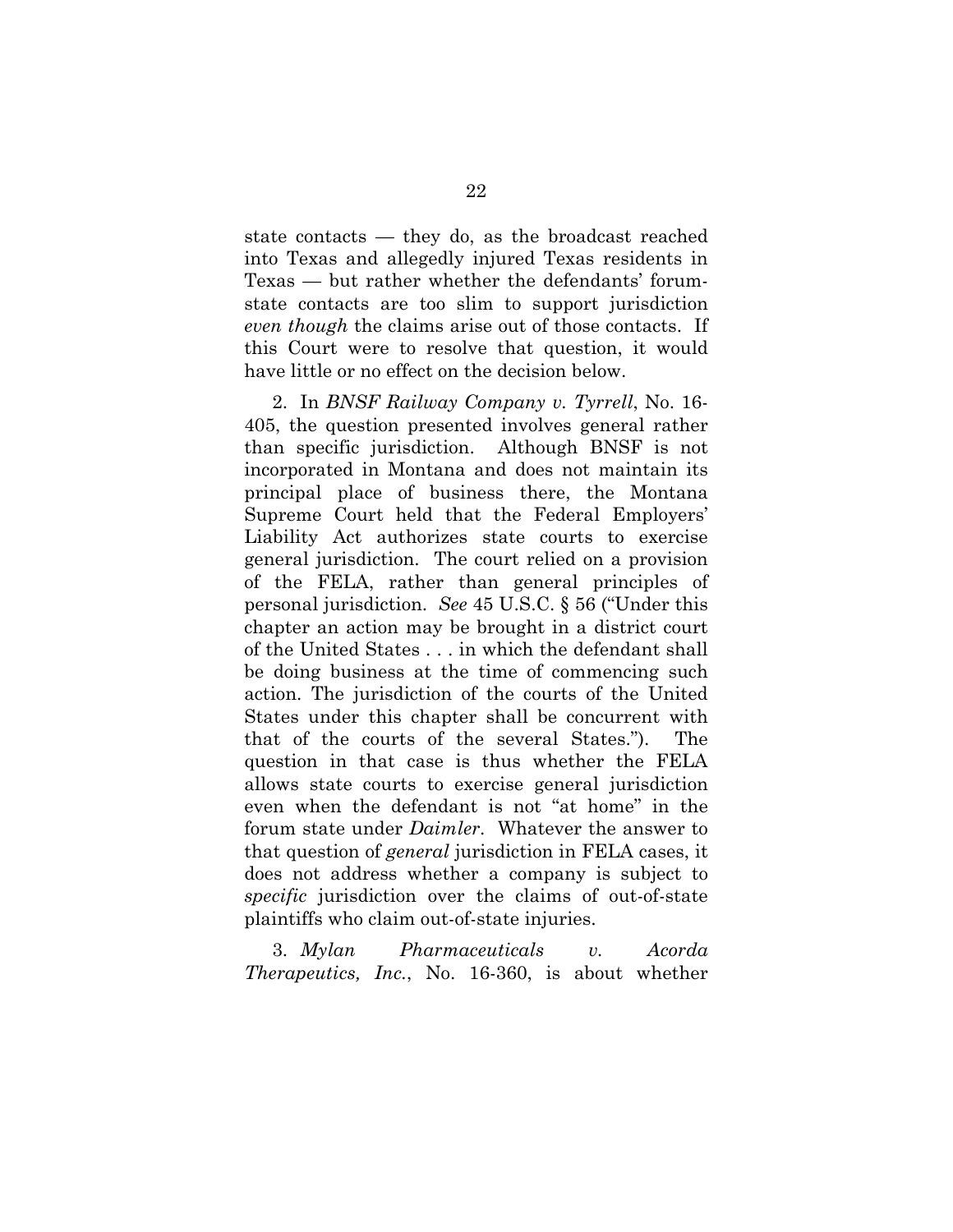state contacts — they do, as the broadcast reached into Texas and allegedly injured Texas residents in Texas — but rather whether the defendants' forum-state contacts are too slim to support jurisdiction *even though* the claims arise out of those contacts. If this Court were to resolve that question, it would have little or no effect on the decision below.

2. In *BNSF Railway Company v. Tyrrell*, No. 16-405, the question presented involves general rather than specific jurisdiction. Although BNSF is not incorporated in Montana and does not maintain its principal place of business there, the Montana Supreme Court held that the Federal Employers' Liability Act authorizes state courts to exercise general jurisdiction. The court relied on a provision of the FELA, rather than general principles of personal jurisdiction. *See* 45 U.S.C. § 56 ("Under this chapter an action may be brought in a district court of the United States . . . in which the defendant shall be doing business at the time of commencing such action. The jurisdiction of the courts of the United States under this chapter shall be concurrent with that of the courts of the several States."). The question in that case is thus whether the FELA allows state courts to exercise general jurisdiction even when the defendant is not "at home" in the forum state under *Daimler*. Whatever the answer to that question of *general* jurisdiction in FELA cases, it does not address whether a company is subject to *specific* jurisdiction over the claims of out-of-state plaintiffs who claim out-of-state injuries.

3. *Mylan Pharmaceuticals v. Acorda Therapeutics, Inc.*, No. 16-360, is about whether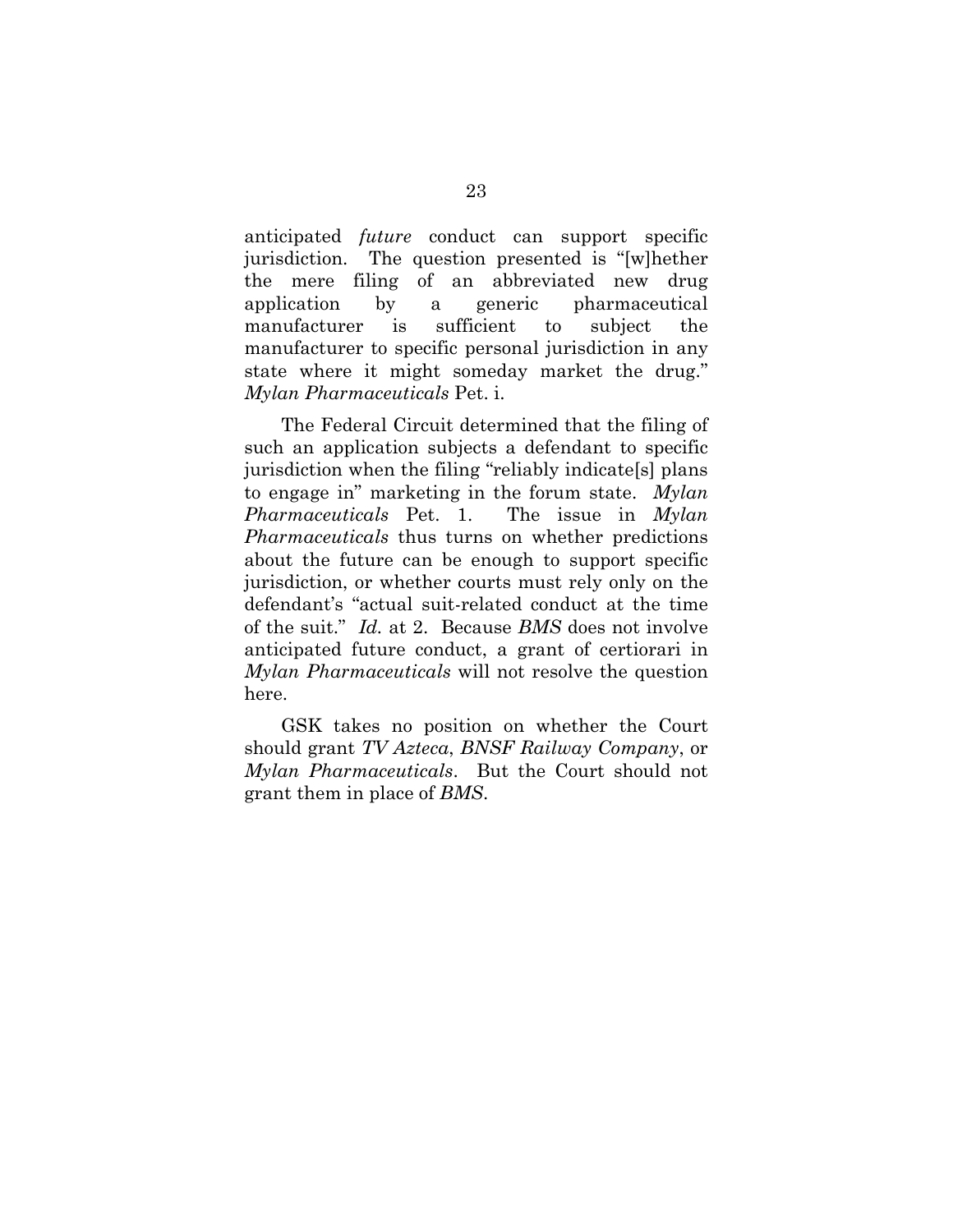anticipated *future* conduct can support specific jurisdiction. The question presented is "[w]hether the mere filing of an abbreviated new drug application by a generic pharmaceutical manufacturer is sufficient to subject the manufacturer to specific personal jurisdiction in any state where it might someday market the drug." *Mylan Pharmaceuticals* Pet. i.

The Federal Circuit determined that the filing of such an application subjects a defendant to specific jurisdiction when the filing "reliably indicate[s] plans to engage in" marketing in the forum state. *Mylan Pharmaceuticals* Pet. 1. The issue in *Mylan Pharmaceuticals* thus turns on whether predictions about the future can be enough to support specific jurisdiction, or whether courts must rely only on the defendant's "actual suit-related conduct at the time of the suit." *Id.* at 2. Because *BMS* does not involve anticipated future conduct, a grant of certiorari in *Mylan Pharmaceuticals* will not resolve the question here.

GSK takes no position on whether the Court should grant *TV Azteca*, *BNSF Railway Company*, or *Mylan Pharmaceuticals*. But the Court should not grant them in place of *BMS*.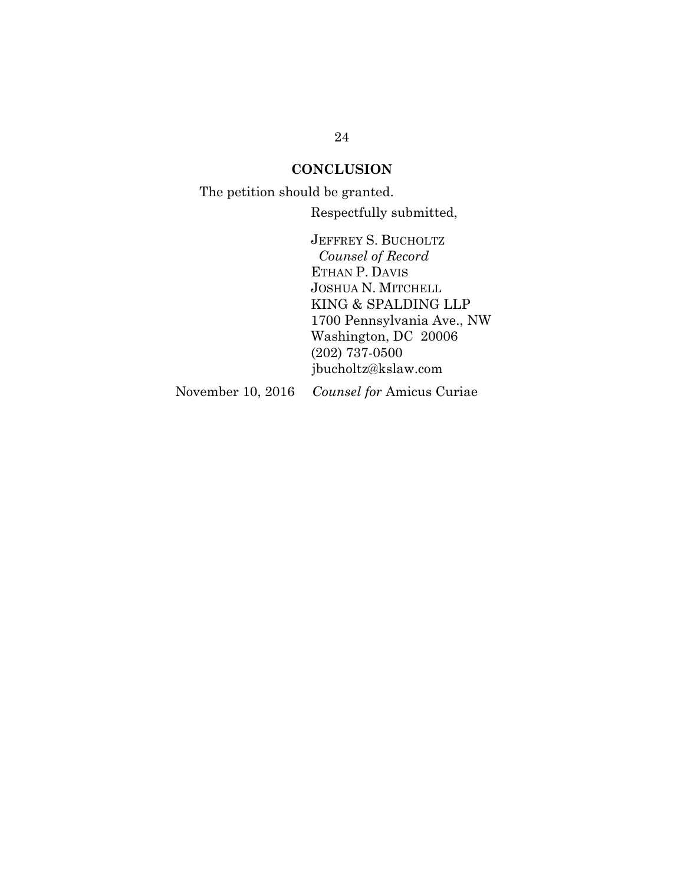## CONCLUSION

The petition should be granted.

Respectfully submitted,

JEFFREY S. BUCHOLTZ
*Counsel of Record*
ETHAN P. DAVIS
JOSHUA N. MITCHELL
KING & SPALDING LLP
1700 Pennsylvania Ave., NW
Washington, DC 20006
(202) 737-0500
jbucholtz@kslaw.com

November 10, 2016 *Counsel for* Amicus Curiae